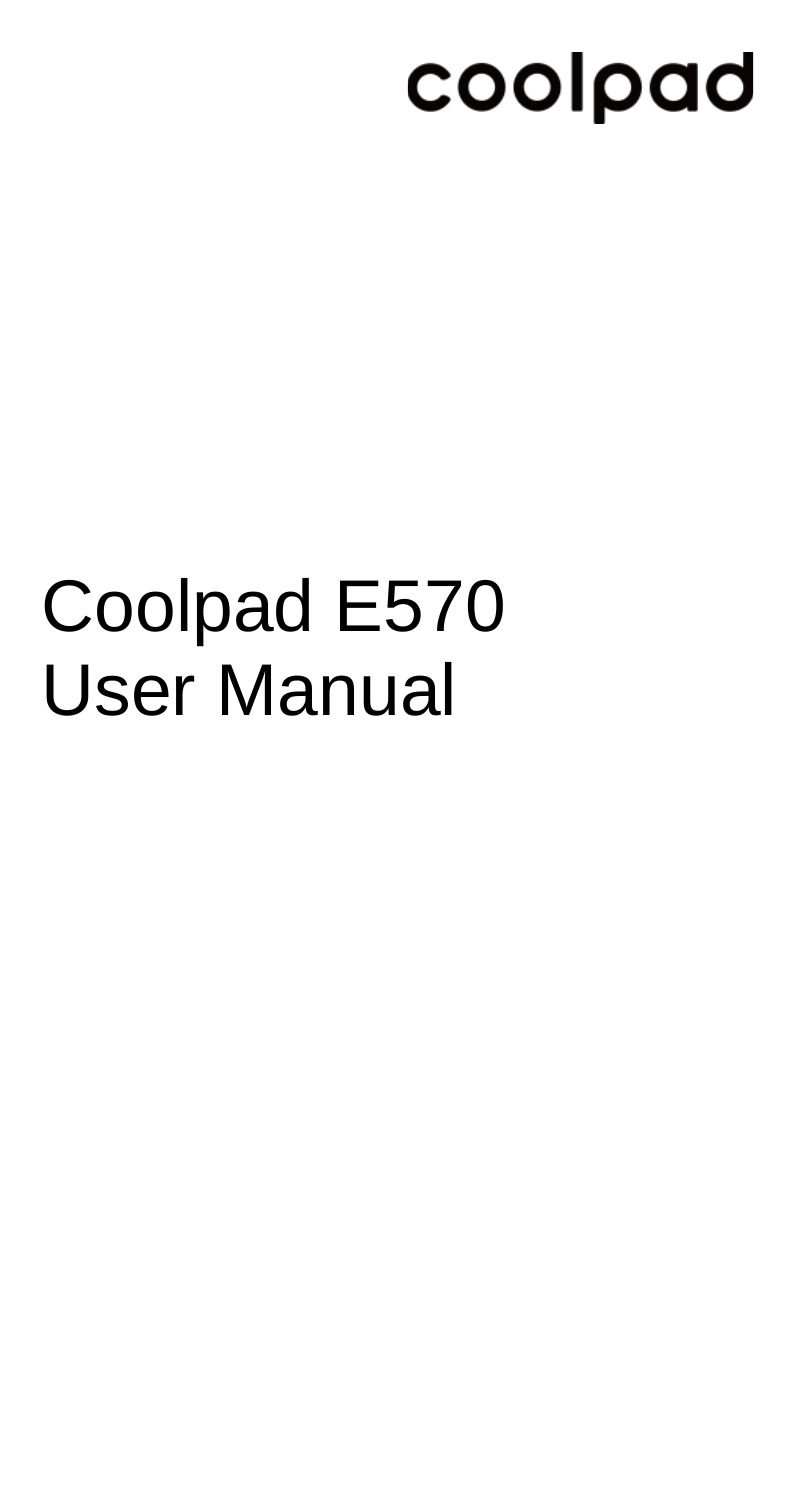coolpad

# Coolpad E570 User Manual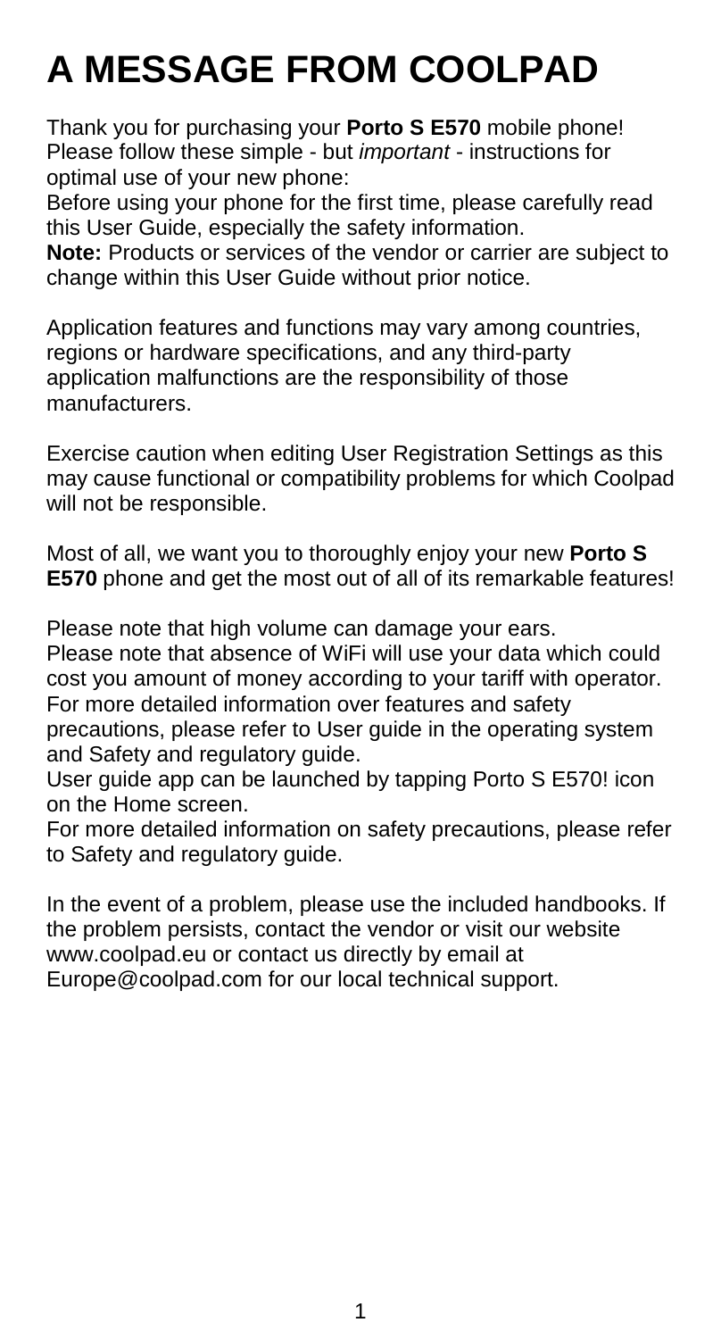# A MESSAGE FROM COOLPAD

Thank you for purchasing your **Porto S E570** mobile phone! Please follow these simple - but *important* - instructions for optimal use of your new phone:

Before using your phone for the first time, please carefully read this User Guide, especially the safety information.

**Note:** Products or services of the vendor or carrier are subject to change within this User Guide without prior notice.

Application features and functions may vary among countries, regions or hardware specifications, and any third-party application malfunctions are the responsibility of those manufacturers.

Exercise caution when editing User Registration Settings as this may cause functional or compatibility problems for which Coolpad will not be responsible.

Most of all, we want you to thoroughly enjoy your new **Porto S E570** phone and get the most out of all of its remarkable features!

Please note that high volume can damage your ears.

Please note that absence of WiFi will use your data which could cost you amount of money according to your tariff with operator.

For more detailed information over features and safety precautions, please refer to User guide in the operating system and Safety and regulatory guide.

User guide app can be launched by tapping Porto S E570! icon on the Home screen.

For more detailed information on safety precautions, please refer to Safety and regulatory guide.

In the event of a problem, please use the included handbooks. If the problem persists, contact the vendor or visit our website www.coolpad.eu or contact us directly by email at Europe@coolpad.com for our local technical support.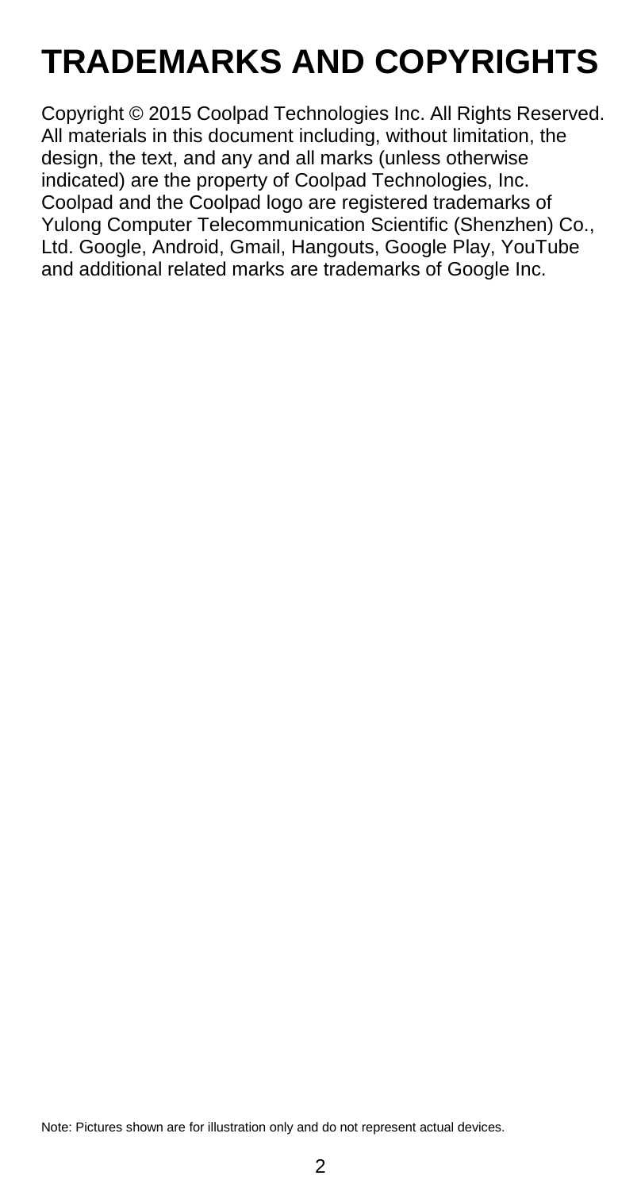# TRADEMARKS AND COPYRIGHTS

Copyright © 2015 Coolpad Technologies Inc. All Rights Reserved. All materials in this document including, without limitation, the design, the text, and any and all marks (unless otherwise indicated) are the property of Coolpad Technologies, Inc. Coolpad and the Coolpad logo are registered trademarks of Yulong Computer Telecommunication Scientific (Shenzhen) Co., Ltd. Google, Android, Gmail, Hangouts, Google Play, YouTube and additional related marks are trademarks of Google Inc.

Note: Pictures shown are for illustration only and do not represent actual devices.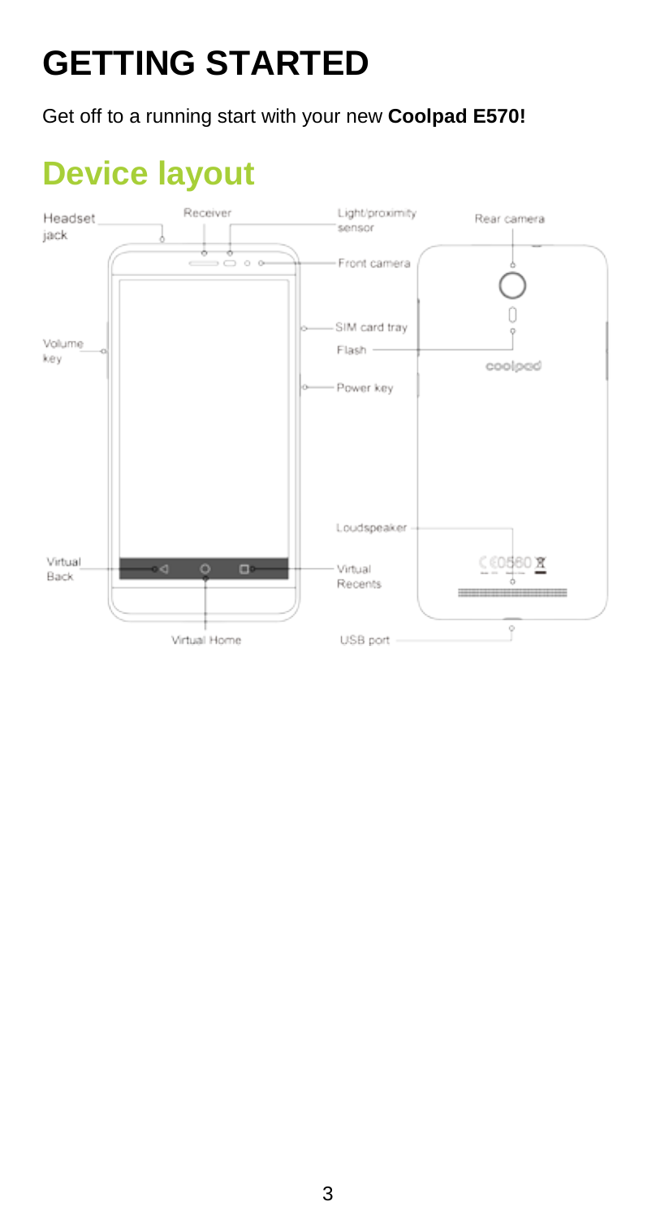# GETTING STARTED

Get off to a running start with your new **Coolpad E570!**

## Device layout

Headset jack

Receiver

Light/proximity sensor

Rear camera

Front camera

SIM card tray

Volume key

Flash

Power key

Loudspeaker

Virtual Back

Virtual Recents

Virtual Home

USB port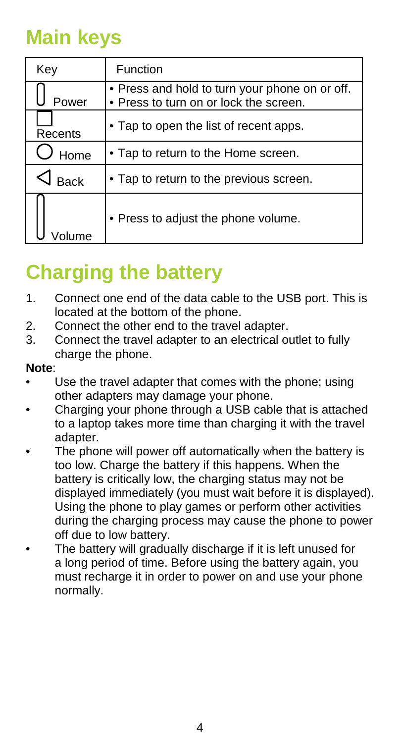# Main keys

| Key | Function |
| --- | --- |
| Power | • Press and hold to turn your phone on or off.<br>• Press to turn on or lock the screen. |
| Recents | • Tap to open the list of recent apps. |
| Home | • Tap to return to the Home screen. |
| Back | • Tap to return to the previous screen. |
| Volume | • Press to adjust the phone volume. |

# Charging the battery

1. Connect one end of the data cable to the USB port. This is located at the bottom of the phone.
2. Connect the other end to the travel adapter.
3. Connect the travel adapter to an electrical outlet to fully charge the phone.

**Note**:

- Use the travel adapter that comes with the phone; using other adapters may damage your phone.
- Charging your phone through a USB cable that is attached to a laptop takes more time than charging it with the travel adapter.
- The phone will power off automatically when the battery is too low. Charge the battery if this happens. When the battery is critically low, the charging status may not be displayed immediately (you must wait before it is displayed). Using the phone to play games or perform other activities during the charging process may cause the phone to power off due to low battery.
- The battery will gradually discharge if it is left unused for a long period of time. Before using the battery again, you must recharge it in order to power on and use your phone normally.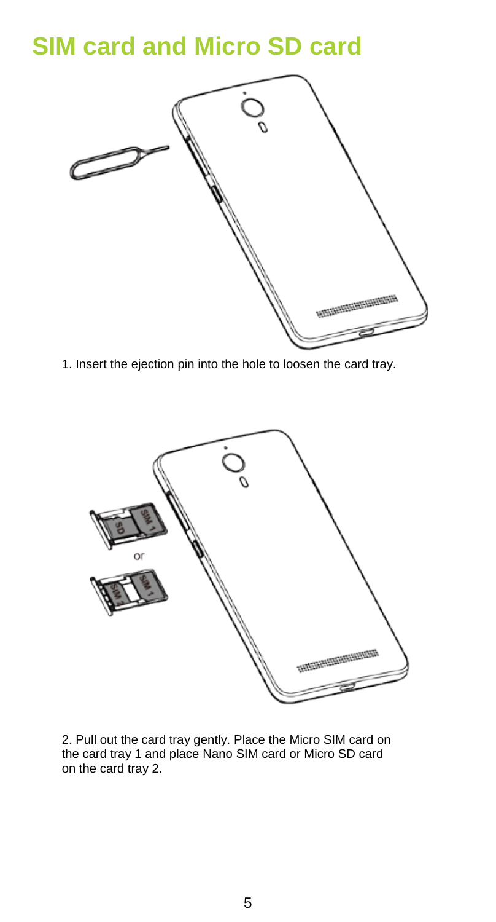# SIM card and Micro SD card

1. Insert the ejection pin into the hole to loosen the card tray.

2. Pull out the card tray gently. Place the Micro SIM card on the card tray 1 and place Nano SIM card or Micro SD card on the card tray 2.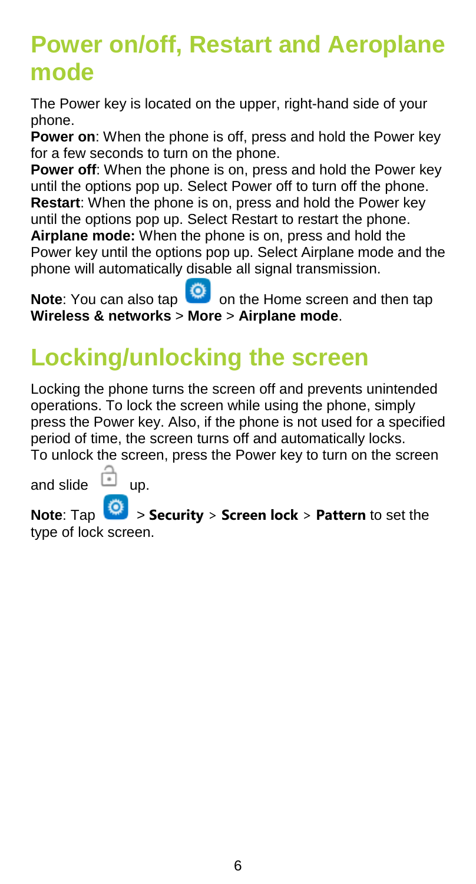## Power on/off, Restart and Aeroplane mode

The Power key is located on the upper, right-hand side of your phone.

**Power on**: When the phone is off, press and hold the Power key for a few seconds to turn on the phone.

**Power off**: When the phone is on, press and hold the Power key until the options pop up. Select Power off to turn off the phone.

**Restart**: When the phone is on, press and hold the Power key until the options pop up. Select Restart to restart the phone.

**Airplane mode:** When the phone is on, press and hold the Power key until the options pop up. Select Airplane mode and the phone will automatically disable all signal transmission.

**Note**: You can also tap on the Home screen and then tap **Wireless & networks** > **More** > **Airplane mode**.

## Locking/unlocking the screen

Locking the phone turns the screen off and prevents unintended operations. To lock the screen while using the phone, simply press the Power key. Also, if the phone is not used for a specified period of time, the screen turns off and automatically locks.

To unlock the screen, press the Power key to turn on the screen and slide up.

**Note**: Tap > **Security** > **Screen lock** > **Pattern** to set the type of lock screen.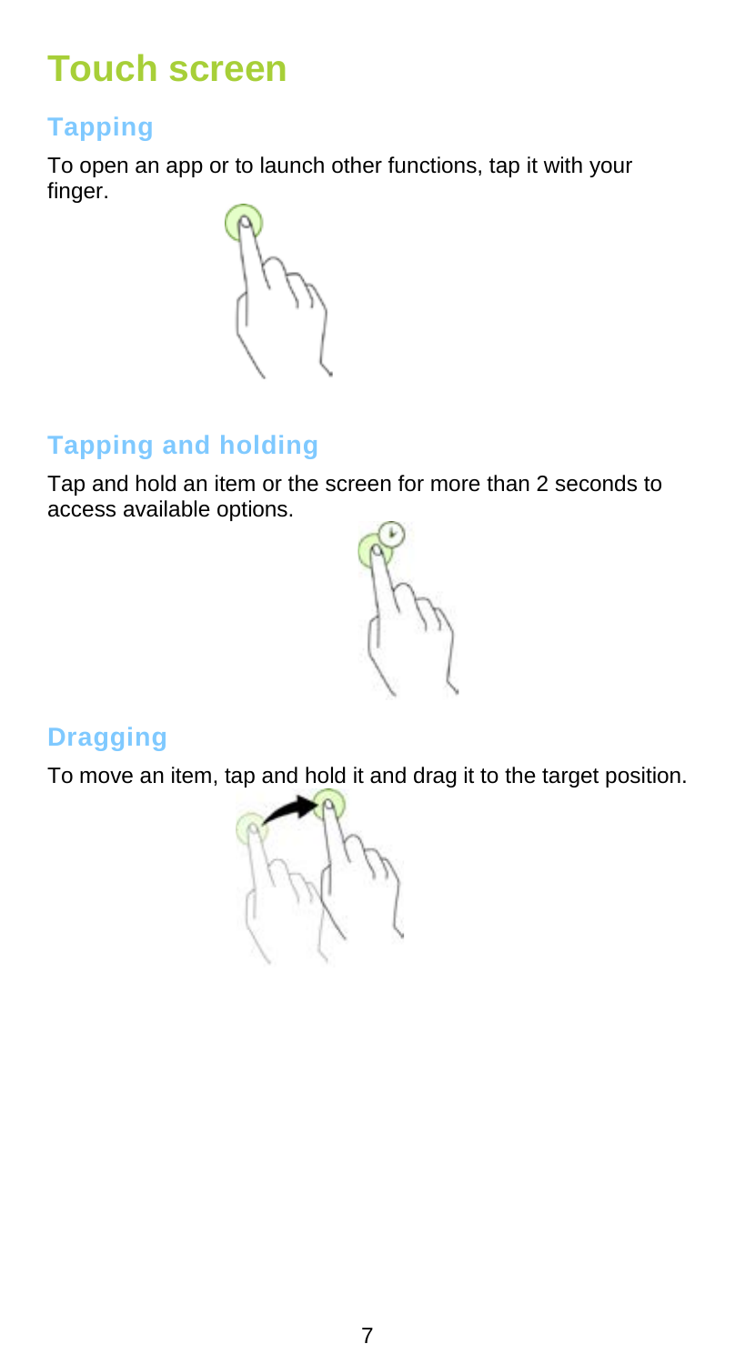# Touch screen

## Tapping

To open an app or to launch other functions, tap it with your finger.

## Tapping and holding

Tap and hold an item or the screen for more than 2 seconds to access available options.

## Dragging

To move an item, tap and hold it and drag it to the target position.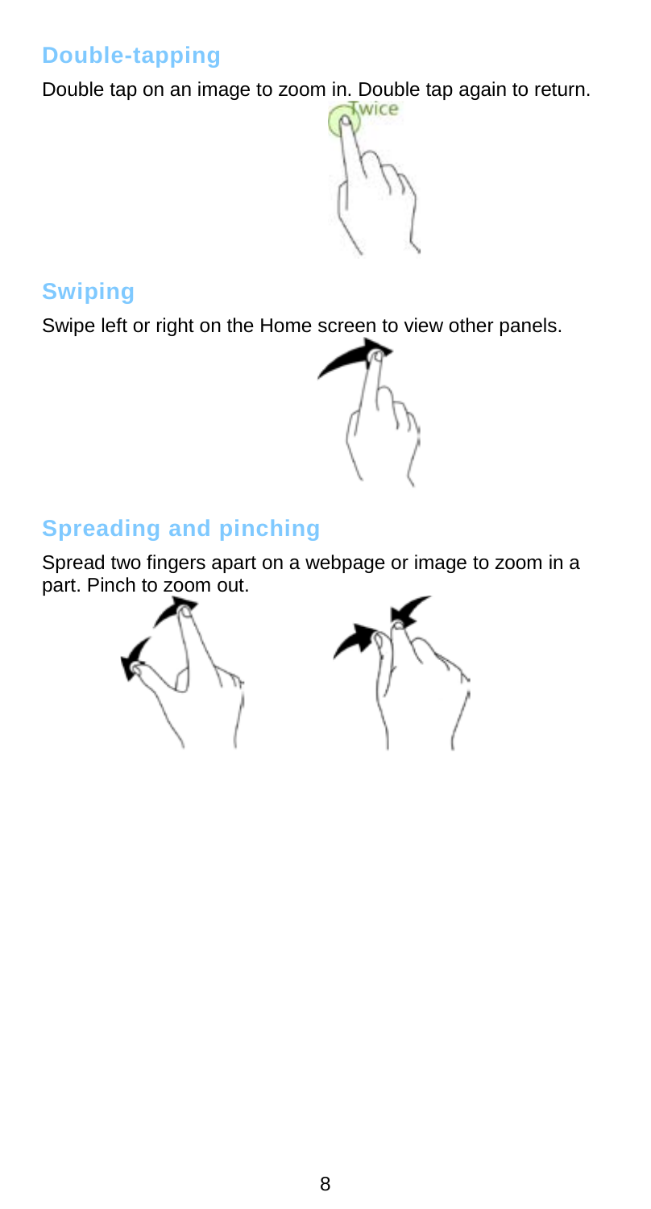## Double-tapping

Double tap on an image to zoom in. Double tap again to return.

## Swiping

Swipe left or right on the Home screen to view other panels.

## Spreading and pinching

Spread two fingers apart on a webpage or image to zoom in a part. Pinch to zoom out.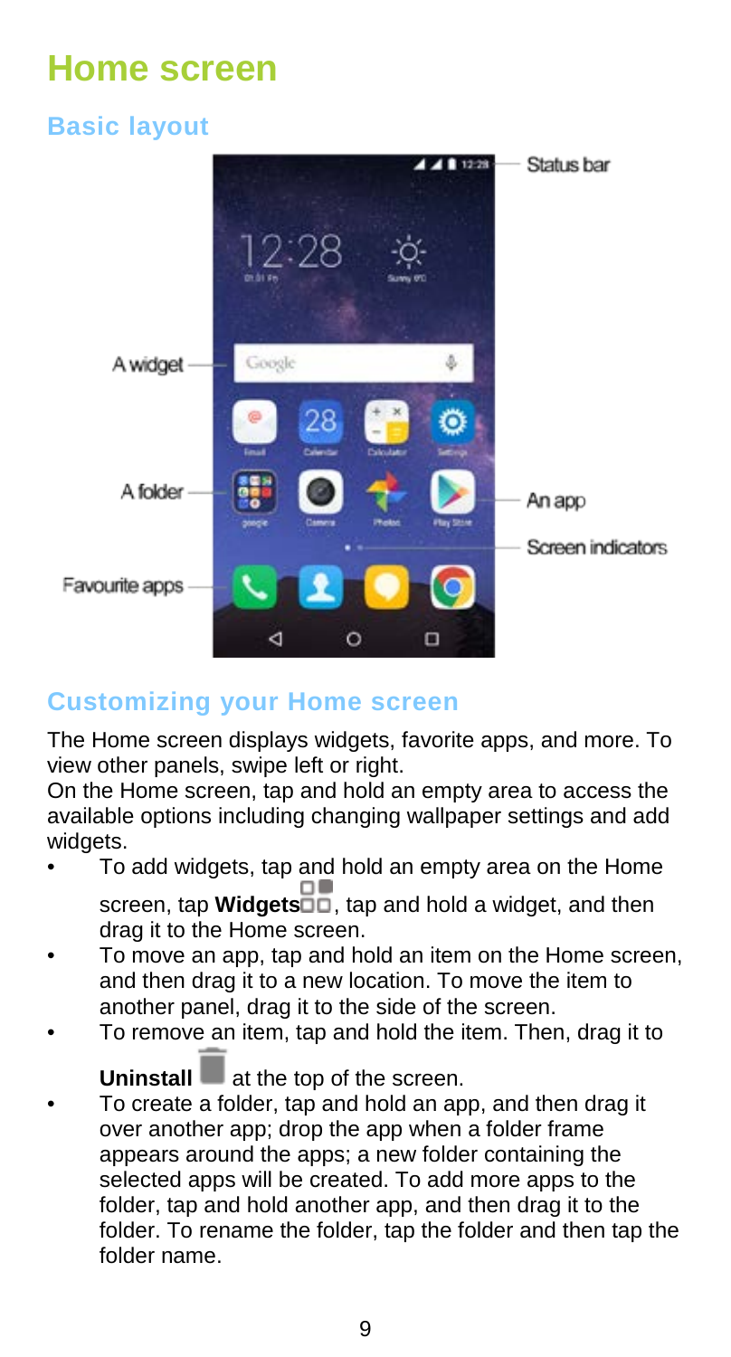# Home screen

## Basic layout

Status bar

A widget

A folder

An app

Screen indicators

Favourite apps

## Customizing your Home screen

The Home screen displays widgets, favorite apps, and more. To view other panels, swipe left or right.

On the Home screen, tap and hold an empty area to access the available options including changing wallpaper settings and add widgets.

- To add widgets, tap and hold an empty area on the Home screen, tap **Widgets**, tap and hold a widget, and then drag it to the Home screen.
- To move an app, tap and hold an item on the Home screen, and then drag it to a new location. To move the item to another panel, drag it to the side of the screen.
- To remove an item, tap and hold the item. Then, drag it to **Uninstall** at the top of the screen.
- To create a folder, tap and hold an app, and then drag it over another app; drop the app when a folder frame appears around the apps; a new folder containing the selected apps will be created. To add more apps to the folder, tap and hold another app, and then drag it to the folder. To rename the folder, tap the folder and then tap the folder name.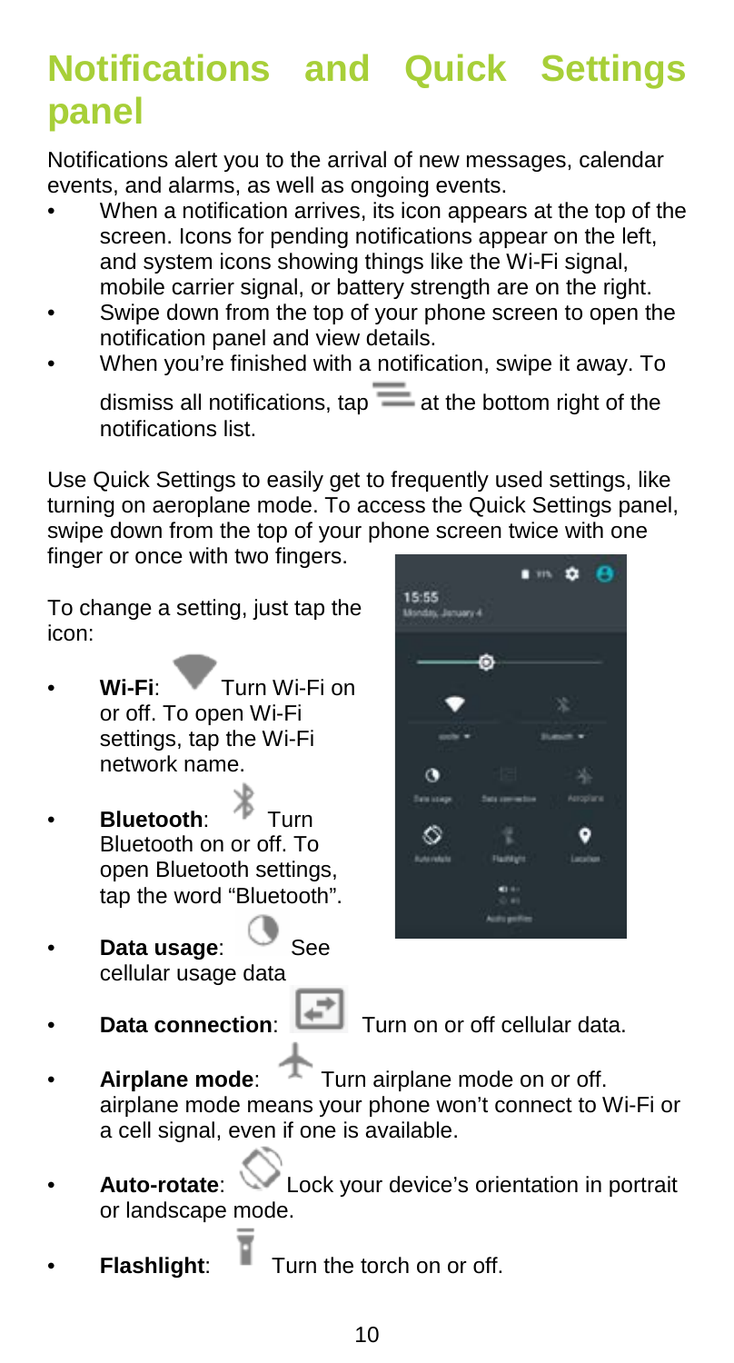# Notifications and Quick Settings panel

Notifications alert you to the arrival of new messages, calendar events, and alarms, as well as ongoing events.

- When a notification arrives, its icon appears at the top of the screen. Icons for pending notifications appear on the left, and system icons showing things like the Wi-Fi signal, mobile carrier signal, or battery strength are on the right.
- Swipe down from the top of your phone screen to open the notification panel and view details.
- When you're finished with a notification, swipe it away. To dismiss all notifications, tap at the bottom right of the notifications list.

Use Quick Settings to easily get to frequently used settings, like turning on aeroplane mode. To access the Quick Settings panel, swipe down from the top of your phone screen twice with one finger or once with two fingers.

To change a setting, just tap the icon:

- **Wi-Fi**: Turn Wi-Fi on or off. To open Wi-Fi settings, tap the Wi-Fi network name.
- **Bluetooth**: Turn Bluetooth on or off. To open Bluetooth settings, tap the word "Bluetooth".
- **Data usage**: See cellular usage data
- **Data connection**: Turn on or off cellular data.
- **Airplane mode**: Turn airplane mode on or off. airplane mode means your phone won't connect to Wi-Fi or a cell signal, even if one is available.
- **Auto-rotate**: Lock your device's orientation in portrait or landscape mode.
- **Flashlight**: Turn the torch on or off.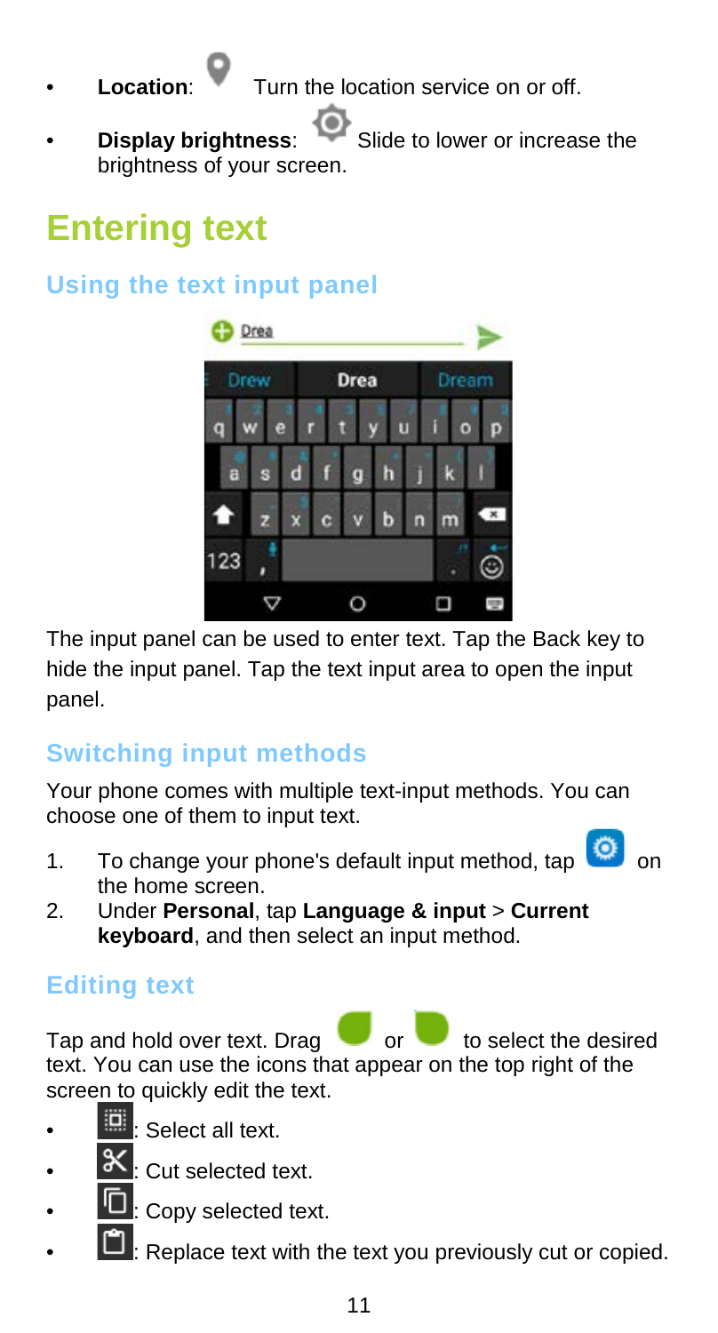- **Location**: Turn the location service on or off.
- **Display brightness**: Slide to lower or increase the brightness of your screen.

# Entering text

## Using the text input panel

The input panel can be used to enter text. Tap the Back key to hide the input panel. Tap the text input area to open the input panel.

## Switching input methods

Your phone comes with multiple text-input methods. You can choose one of them to input text.

1. To change your phone's default input method, tap on the home screen.
2. Under **Personal**, tap **Language & input** > **Current keyboard**, and then select an input method.

## Editing text

Tap and hold over text. Drag or to select the desired text. You can use the icons that appear on the top right of the screen to quickly edit the text.

- : Select all text.
- : Cut selected text.
- : Copy selected text.
- : Replace text with the text you previously cut or copied.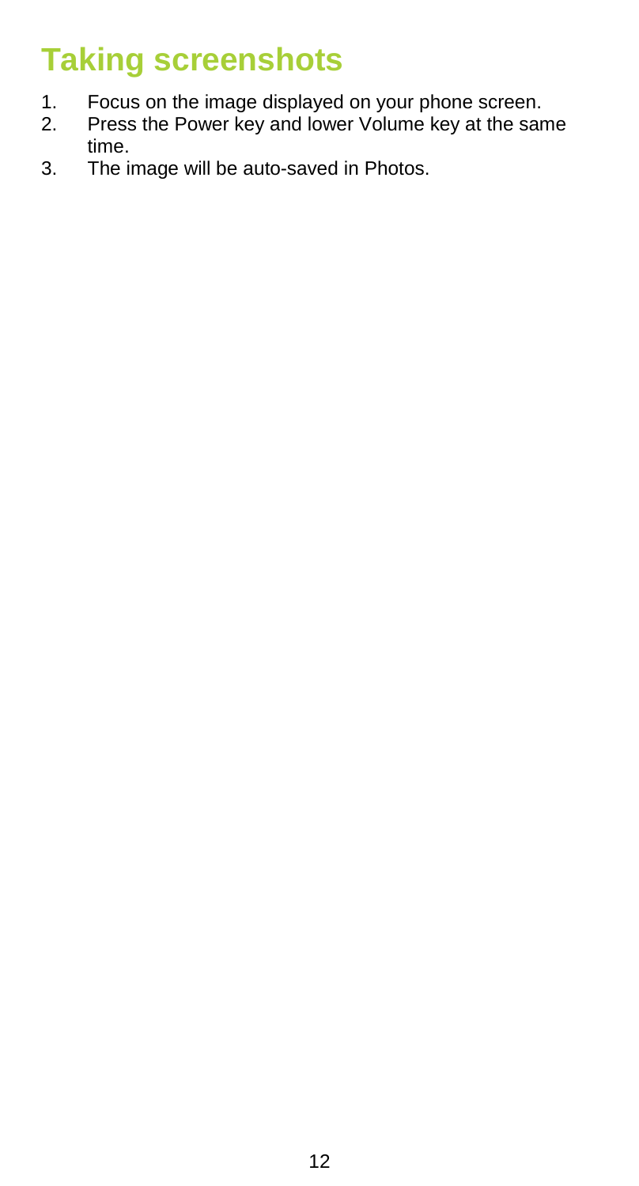# Taking screenshots

1. Focus on the image displayed on your phone screen.
2. Press the Power key and lower Volume key at the same time.
3. The image will be auto-saved in Photos.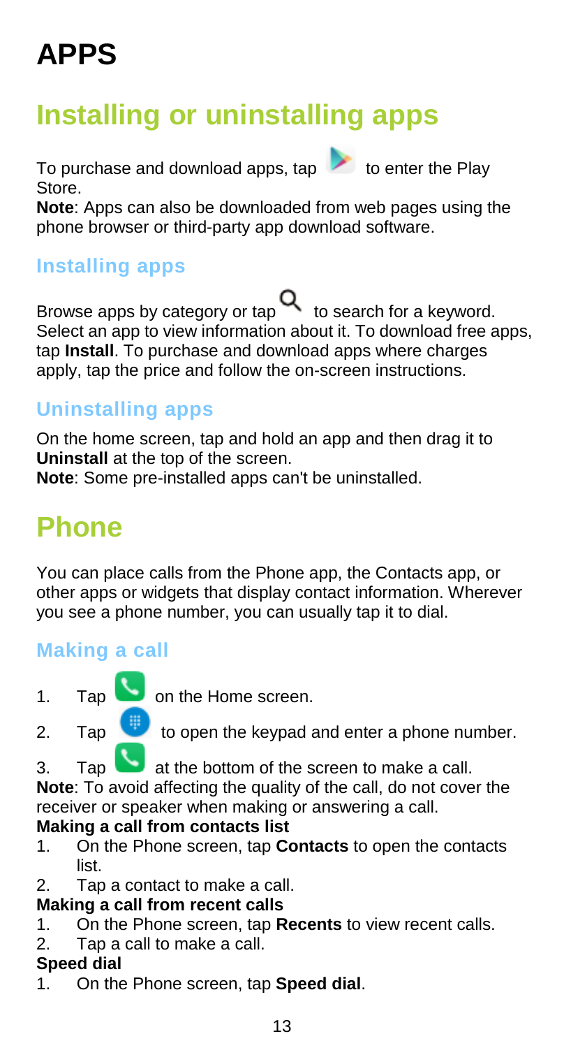# APPS

## Installing or uninstalling apps

To purchase and download apps, tap  to enter the Play Store.

**Note**: Apps can also be downloaded from web pages using the phone browser or third-party app download software.

### Installing apps

Browse apps by category or tap  to search for a keyword. Select an app to view information about it. To download free apps, tap **Install**. To purchase and download apps where charges apply, tap the price and follow the on-screen instructions.

### Uninstalling apps

On the home screen, tap and hold an app and then drag it to **Uninstall** at the top of the screen.

**Note**: Some pre-installed apps can't be uninstalled.

## Phone

You can place calls from the Phone app, the Contacts app, or other apps or widgets that display contact information. Wherever you see a phone number, you can usually tap it to dial.

### Making a call

1. Tap  on the Home screen.
2. Tap  to open the keypad and enter a phone number.
3. Tap  at the bottom of the screen to make a call.

**Note**: To avoid affecting the quality of the call, do not cover the receiver or speaker when making or answering a call.

**Making a call from contacts list**

1. On the Phone screen, tap **Contacts** to open the contacts list.
2. Tap a contact to make a call.

**Making a call from recent calls**

1. On the Phone screen, tap **Recents** to view recent calls.
2. Tap a call to make a call.

**Speed dial**

1. On the Phone screen, tap **Speed dial**.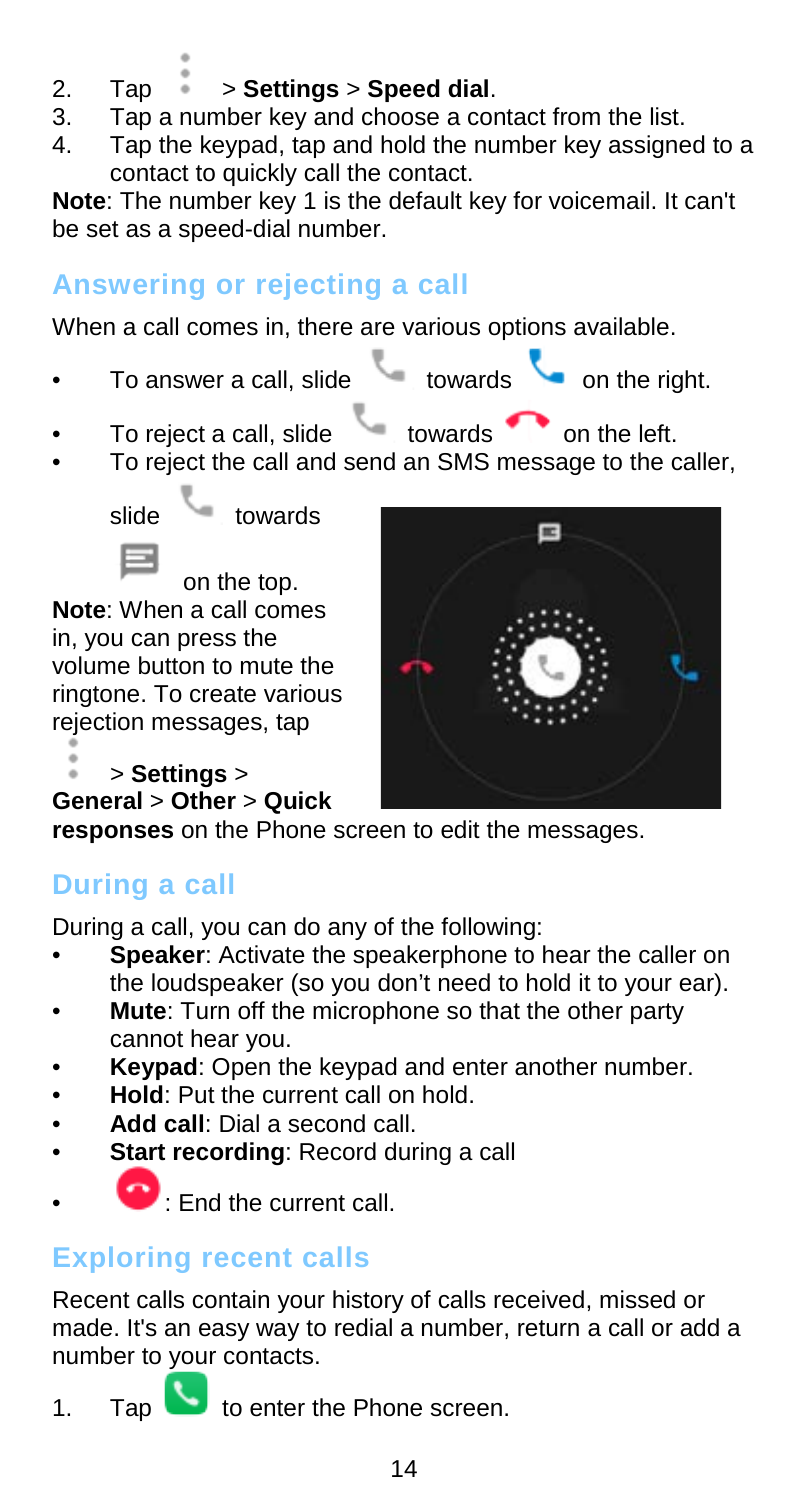2. Tap > **Settings** > **Speed dial**.
3. Tap a number key and choose a contact from the list.
4. Tap the keypad, tap and hold the number key assigned to a contact to quickly call the contact.

**Note**: The number key 1 is the default key for voicemail. It can't be set as a speed-dial number.

## Answering or rejecting a call

When a call comes in, there are various options available.

- To answer a call, slide towards on the right.
- To reject a call, slide towards on the left.
- To reject the call and send an SMS message to the caller, slide towards on the top.

**Note**: When a call comes in, you can press the volume button to mute the ringtone. To create various rejection messages, tap > **Settings** > **General** > **Other** > **Quick responses** on the Phone screen to edit the messages.

## During a call

During a call, you can do any of the following:

- **Speaker**: Activate the speakerphone to hear the caller on the loudspeaker (so you don't need to hold it to your ear).
- **Mute**: Turn off the microphone so that the other party cannot hear you.
- **Keypad**: Open the keypad and enter another number.
- **Hold**: Put the current call on hold.
- **Add call**: Dial a second call.
- **Start recording**: Record during a call
- : End the current call.

## Exploring recent calls

Recent calls contain your history of calls received, missed or made. It's an easy way to redial a number, return a call or add a number to your contacts.

1. Tap to enter the Phone screen.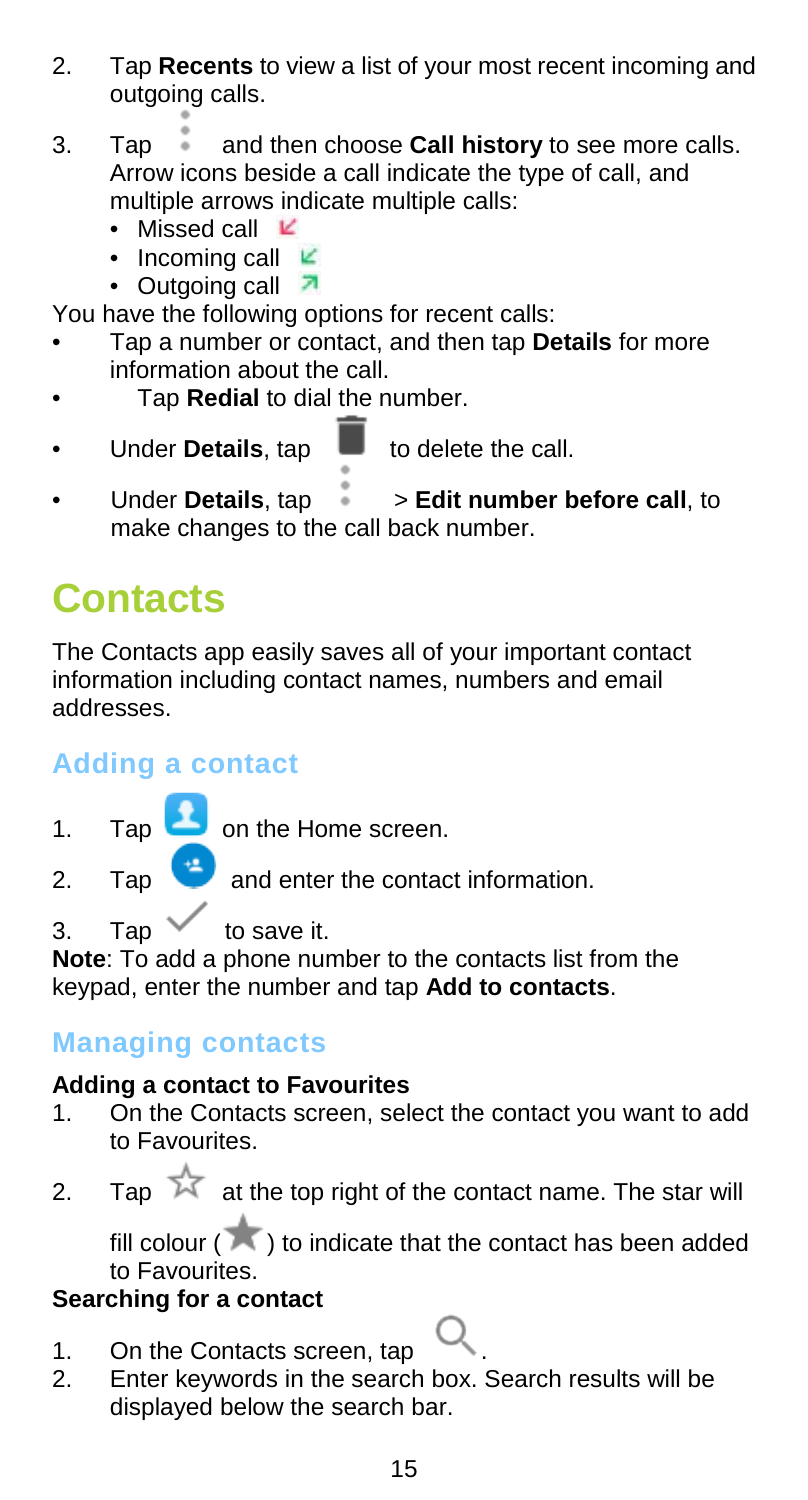2. Tap **Recents** to view a list of your most recent incoming and outgoing calls.
3. Tap ⋮ and then choose **Call history** to see more calls. Arrow icons beside a call indicate the type of call, and multiple arrows indicate multiple calls:
   - Missed call
   - Incoming call
   - Outgoing call

You have the following options for recent calls:

- Tap a number or contact, and then tap **Details** for more information about the call.
- Tap **Redial** to dial the number.
- Under **Details**, tap to delete the call.
- Under **Details**, tap ⋮ > **Edit number before call**, to make changes to the call back number.

# Contacts

The Contacts app easily saves all of your important contact information including contact names, numbers and email addresses.

## Adding a contact

1. Tap on the Home screen.
2. Tap and enter the contact information.
3. Tap ✓ to save it.

**Note**: To add a phone number to the contacts list from the keypad, enter the number and tap **Add to contacts**.

## Managing contacts

**Adding a contact to Favourites**

1. On the Contacts screen, select the contact you want to add to Favourites.
2. Tap ☆ at the top right of the contact name. The star will fill colour (★) to indicate that the contact has been added to Favourites.

**Searching for a contact**

1. On the Contacts screen, tap .
2. Enter keywords in the search box. Search results will be displayed below the search bar.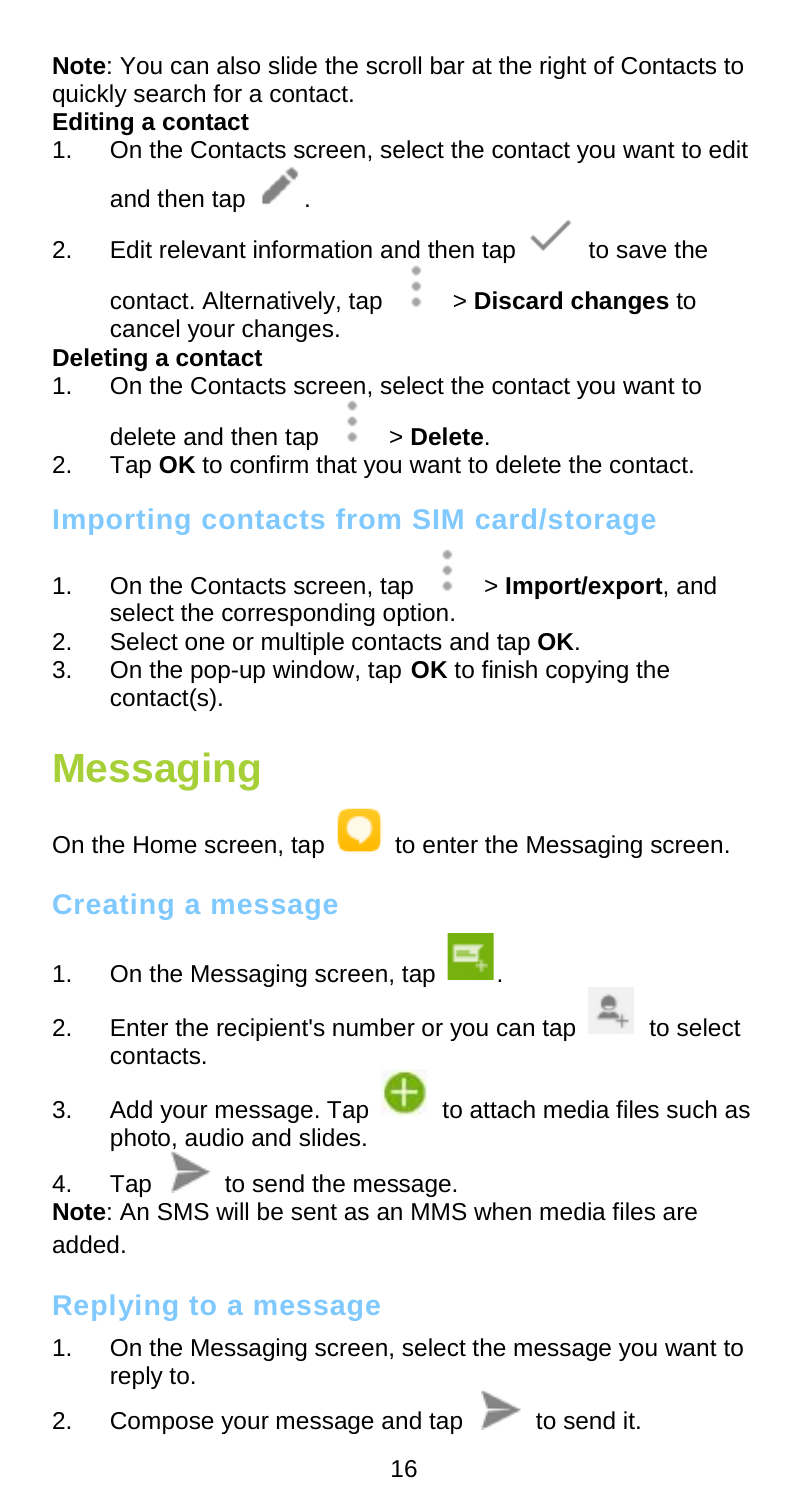**Note**: You can also slide the scroll bar at the right of Contacts to quickly search for a contact.

**Editing a contact**

1. On the Contacts screen, select the contact you want to edit and then tap .
2. Edit relevant information and then tap  to save the contact. Alternatively, tap  > **Discard changes** to cancel your changes.

**Deleting a contact**

1. On the Contacts screen, select the contact you want to delete and then tap  > **Delete**.
2. Tap **OK** to confirm that you want to delete the contact.

## Importing contacts from SIM card/storage

1. On the Contacts screen, tap  > **Import/export**, and select the corresponding option.
2. Select one or multiple contacts and tap **OK**.
3. On the pop-up window, tap **OK** to finish copying the contact(s).

# Messaging

On the Home screen, tap  to enter the Messaging screen.

## Creating a message

1. On the Messaging screen, tap .
2. Enter the recipient's number or you can tap  to select contacts.
3. Add your message. Tap  to attach media files such as photo, audio and slides.
4. Tap  to send the message.

**Note**: An SMS will be sent as an MMS when media files are added.

## Replying to a message

1. On the Messaging screen, select the message you want to reply to.
2. Compose your message and tap  to send it.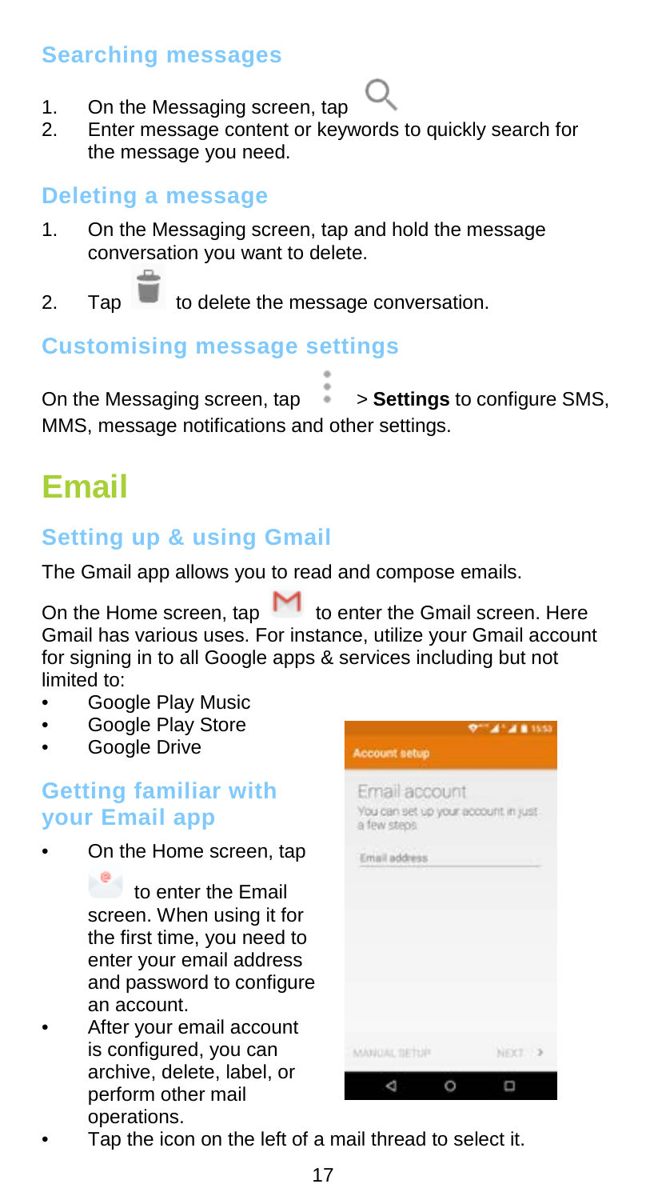### Searching messages

1. On the Messaging screen, tap
2. Enter message content or keywords to quickly search for the message you need.

### Deleting a message

1. On the Messaging screen, tap and hold the message conversation you want to delete.
2. Tap to delete the message conversation.

### Customising message settings

On the Messaging screen, tap > **Settings** to configure SMS, MMS, message notifications and other settings.

# Email

### Setting up & using Gmail

The Gmail app allows you to read and compose emails.

On the Home screen, tap to enter the Gmail screen. Here Gmail has various uses. For instance, utilize your Gmail account for signing in to all Google apps & services including but not limited to:

- Google Play Music
- Google Play Store
- Google Drive

### Getting familiar with your Email app

- On the Home screen, tap to enter the Email screen. When using it for the first time, you need to enter your email address and password to configure an account.
- After your email account is configured, you can archive, delete, label, or perform other mail operations.
- Tap the icon on the left of a mail thread to select it.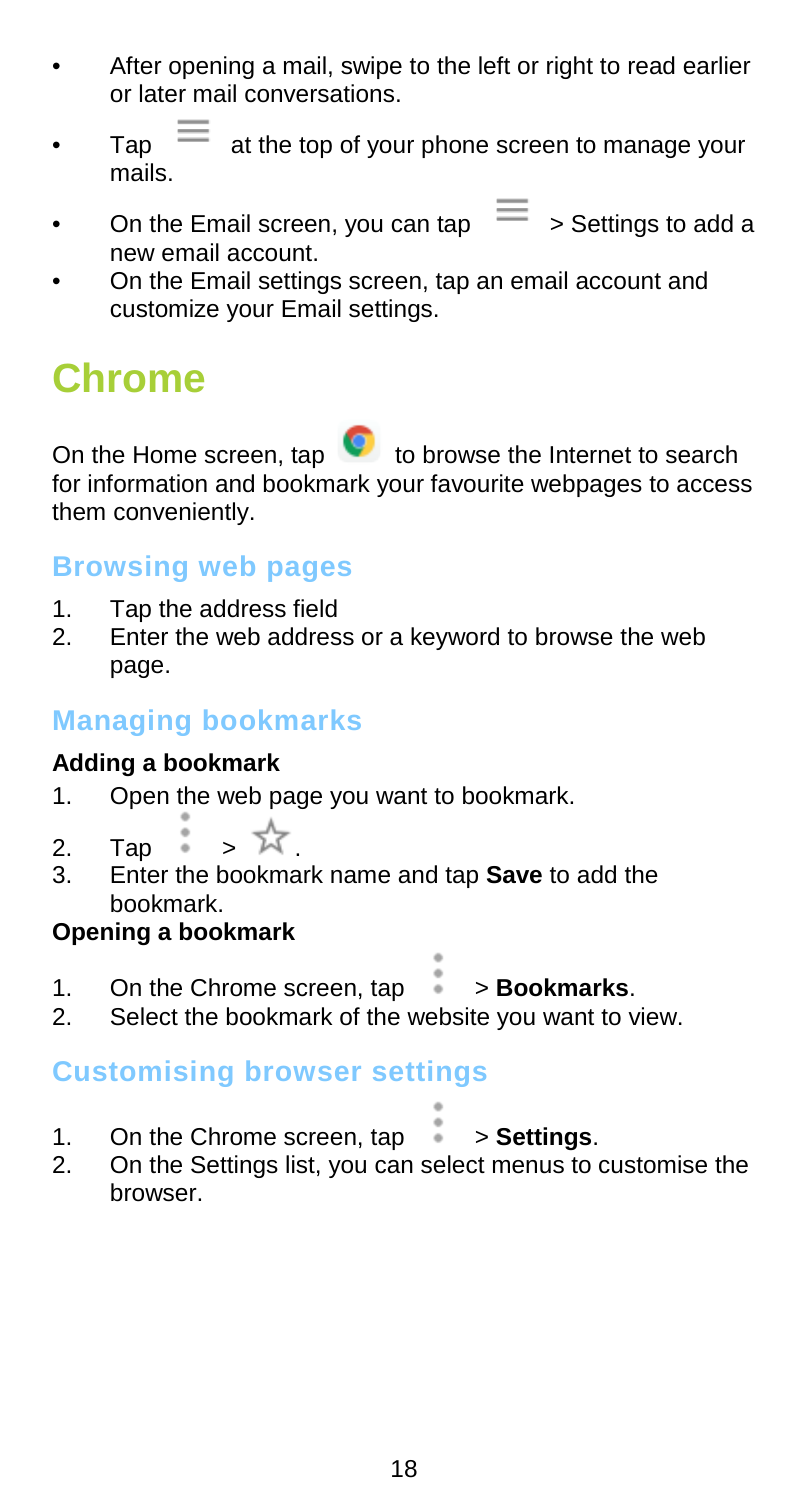- After opening a mail, swipe to the left or right to read earlier or later mail conversations.
- Tap ☰ at the top of your phone screen to manage your mails.
- On the Email screen, you can tap ☰ > Settings to add a new email account.
- On the Email settings screen, tap an email account and customize your Email settings.

# Chrome

On the Home screen, tap to browse the Internet to search for information and bookmark your favourite webpages to access them conveniently.

## Browsing web pages

1. Tap the address field
2. Enter the web address or a keyword to browse the web page.

## Managing bookmarks

**Adding a bookmark**

1. Open the web page you want to bookmark.
2. Tap ⋮ > ☆.
3. Enter the bookmark name and tap **Save** to add the bookmark.

**Opening a bookmark**

1. On the Chrome screen, tap ⋮ > **Bookmarks**.
2. Select the bookmark of the website you want to view.

## Customising browser settings

1. On the Chrome screen, tap ⋮ > **Settings**.
2. On the Settings list, you can select menus to customise the browser.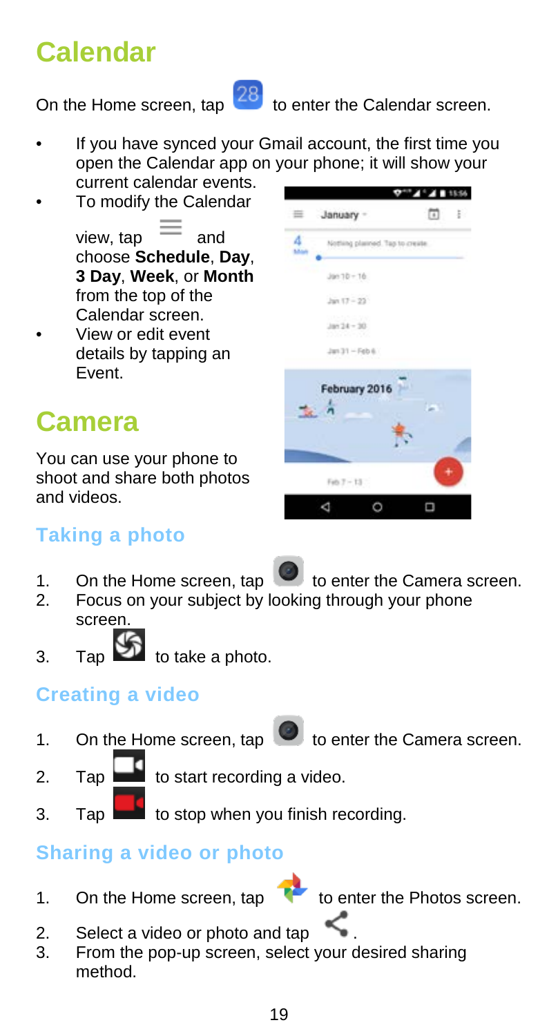# Calendar

On the Home screen, tap 28 to enter the Calendar screen.

- If you have synced your Gmail account, the first time you open the Calendar app on your phone; it will show your current calendar events.
- To modify the Calendar view, tap and choose **Schedule**, **Day**, **3 Day**, **Week**, or **Month** from the top of the Calendar screen.
- View or edit event details by tapping an Event.

# Camera

You can use your phone to shoot and share both photos and videos.

## Taking a photo

1. On the Home screen, tap to enter the Camera screen.
2. Focus on your subject by looking through your phone screen.
3. Tap to take a photo.

## Creating a video

1. On the Home screen, tap to enter the Camera screen.
2. Tap to start recording a video.
3. Tap to stop when you finish recording.

## Sharing a video or photo

1. On the Home screen, tap to enter the Photos screen.
2. Select a video or photo and tap .
3. From the pop-up screen, select your desired sharing method.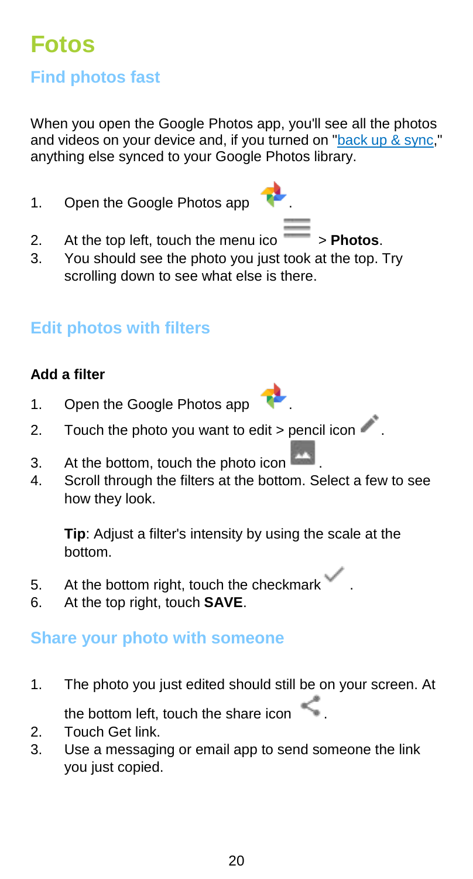# Fotos

## Find photos fast

When you open the Google Photos app, you'll see all the photos and videos on your device and, if you turned on "back up & sync," anything else synced to your Google Photos library.

1. Open the Google Photos app .
2. At the top left, touch the menu ico > **Photos**.
3. You should see the photo you just took at the top. Try scrolling down to see what else is there.

## Edit photos with filters

**Add a filter**

1. Open the Google Photos app .
2. Touch the photo you want to edit > pencil icon .
3. At the bottom, touch the photo icon .
4. Scroll through the filters at the bottom. Select a few to see how they look.

   **Tip**: Adjust a filter's intensity by using the scale at the bottom.

5. At the bottom right, touch the checkmark .
6. At the top right, touch **SAVE**.

## Share your photo with someone

1. The photo you just edited should still be on your screen. At the bottom left, touch the share icon .
2. Touch Get link.
3. Use a messaging or email app to send someone the link you just copied.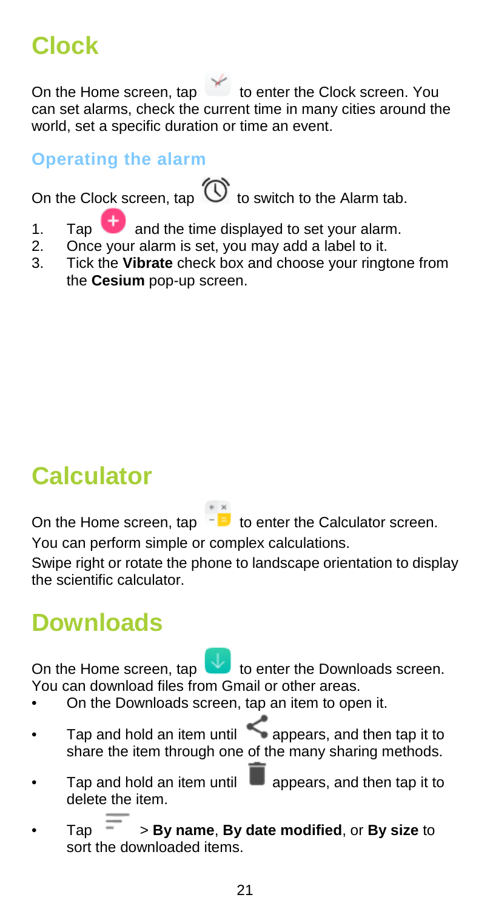# Clock

On the Home screen, tap to enter the Clock screen. You can set alarms, check the current time in many cities around the world, set a specific duration or time an event.

### Operating the alarm

On the Clock screen, tap to switch to the Alarm tab.

1. Tap and the time displayed to set your alarm.
2. Once your alarm is set, you may add a label to it.
3. Tick the **Vibrate** check box and choose your ringtone from the **Cesium** pop-up screen.

# Calculator

On the Home screen, tap to enter the Calculator screen.

You can perform simple or complex calculations.

Swipe right or rotate the phone to landscape orientation to display the scientific calculator.

# Downloads

On the Home screen, tap to enter the Downloads screen. You can download files from Gmail or other areas.

- On the Downloads screen, tap an item to open it.
- Tap and hold an item until appears, and then tap it to share the item through one of the many sharing methods.
- Tap and hold an item until appears, and then tap it to delete the item.
- Tap > **By name**, **By date modified**, or **By size** to sort the downloaded items.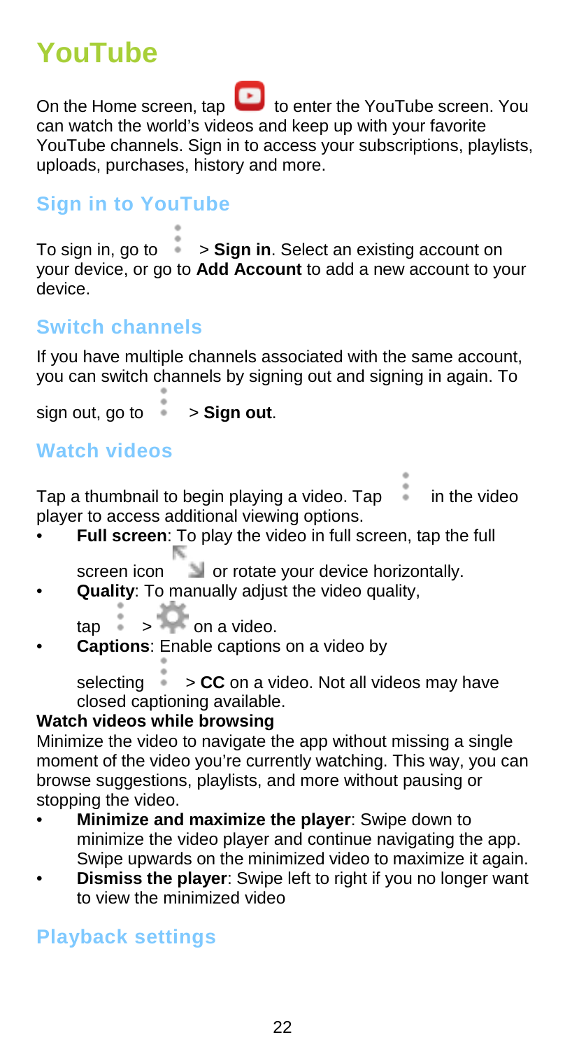# YouTube

On the Home screen, tap  to enter the YouTube screen. You can watch the world's videos and keep up with your favorite YouTube channels. Sign in to access your subscriptions, playlists, uploads, purchases, history and more.

## Sign in to YouTube

To sign in, go to  > **Sign in**. Select an existing account on your device, or go to **Add Account** to add a new account to your device.

## Switch channels

If you have multiple channels associated with the same account, you can switch channels by signing out and signing in again. To sign out, go to  > **Sign out**.

## Watch videos

Tap a thumbnail to begin playing a video. Tap  in the video player to access additional viewing options.

- **Full screen**: To play the video in full screen, tap the full screen icon  or rotate your device horizontally.
- **Quality**: To manually adjust the video quality, tap  >  on a video.
- **Captions**: Enable captions on a video by selecting  > **CC** on a video. Not all videos may have closed captioning available.

**Watch videos while browsing**

Minimize the video to navigate the app without missing a single moment of the video you're currently watching. This way, you can browse suggestions, playlists, and more without pausing or stopping the video.

- **Minimize and maximize the player**: Swipe down to minimize the video player and continue navigating the app. Swipe upwards on the minimized video to maximize it again.
- **Dismiss the player**: Swipe left to right if you no longer want to view the minimized video

## Playback settings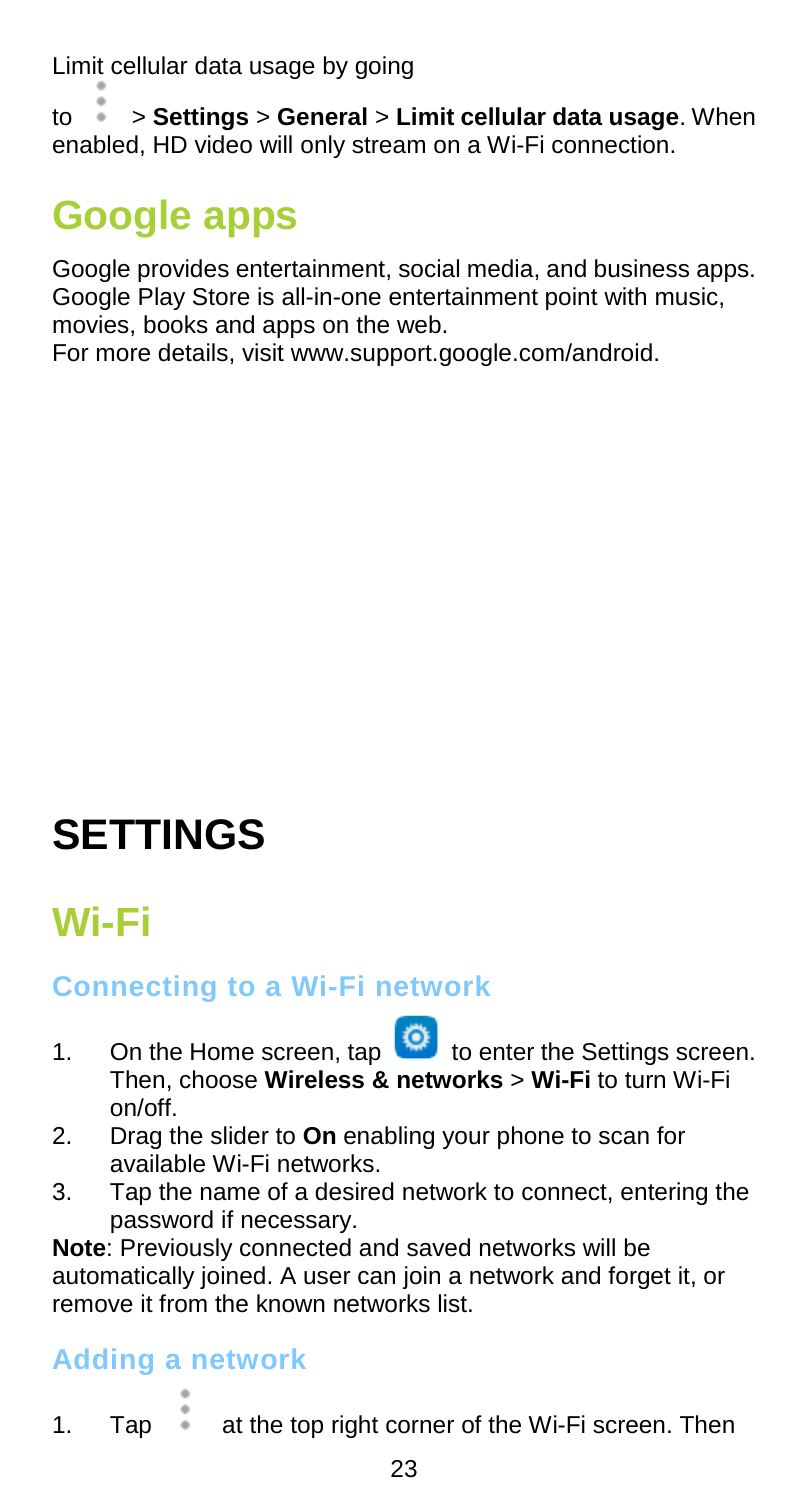Limit cellular data usage by going to ⋮ > **Settings** > **General** > **Limit cellular data usage**. When enabled, HD video will only stream on a Wi-Fi connection.

## Google apps

Google provides entertainment, social media, and business apps. Google Play Store is all-in-one entertainment point with music, movies, books and apps on the web.
For more details, visit www.support.google.com/android.

# SETTINGS

## Wi-Fi

### Connecting to a Wi-Fi network

1. On the Home screen, tap the Settings icon to enter the Settings screen. Then, choose **Wireless & networks** > **Wi-Fi** to turn Wi-Fi on/off.
2. Drag the slider to **On** enabling your phone to scan for available Wi-Fi networks.
3. Tap the name of a desired network to connect, entering the password if necessary.

**Note**: Previously connected and saved networks will be automatically joined. A user can join a network and forget it, or remove it from the known networks list.

### Adding a network

1. Tap ⋮ at the top right corner of the Wi-Fi screen. Then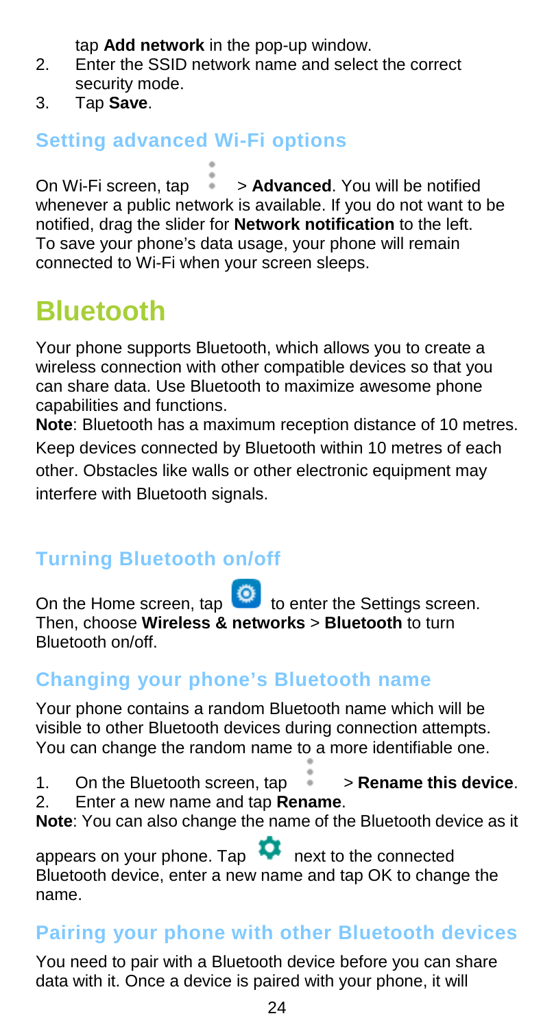tap **Add network** in the pop-up window.

2. Enter the SSID network name and select the correct security mode.
3. Tap **Save**.

### Setting advanced Wi-Fi options

On Wi-Fi screen, tap ⋮ > **Advanced**. You will be notified whenever a public network is available. If you do not want to be notified, drag the slider for **Network notification** to the left. To save your phone's data usage, your phone will remain connected to Wi-Fi when your screen sleeps.

## Bluetooth

Your phone supports Bluetooth, which allows you to create a wireless connection with other compatible devices so that you can share data. Use Bluetooth to maximize awesome phone capabilities and functions.

**Note**: Bluetooth has a maximum reception distance of 10 metres. Keep devices connected by Bluetooth within 10 metres of each other. Obstacles like walls or other electronic equipment may interfere with Bluetooth signals.

### Turning Bluetooth on/off

On the Home screen, tap  to enter the Settings screen. Then, choose **Wireless & networks** > **Bluetooth** to turn Bluetooth on/off.

### Changing your phone's Bluetooth name

Your phone contains a random Bluetooth name which will be visible to other Bluetooth devices during connection attempts. You can change the random name to a more identifiable one.

1. On the Bluetooth screen, tap ⋮ > **Rename this device**.
2. Enter a new name and tap **Rename**.

**Note**: You can also change the name of the Bluetooth device as it appears on your phone. Tap  next to the connected Bluetooth device, enter a new name and tap OK to change the name.

### Pairing your phone with other Bluetooth devices

You need to pair with a Bluetooth device before you can share data with it. Once a device is paired with your phone, it will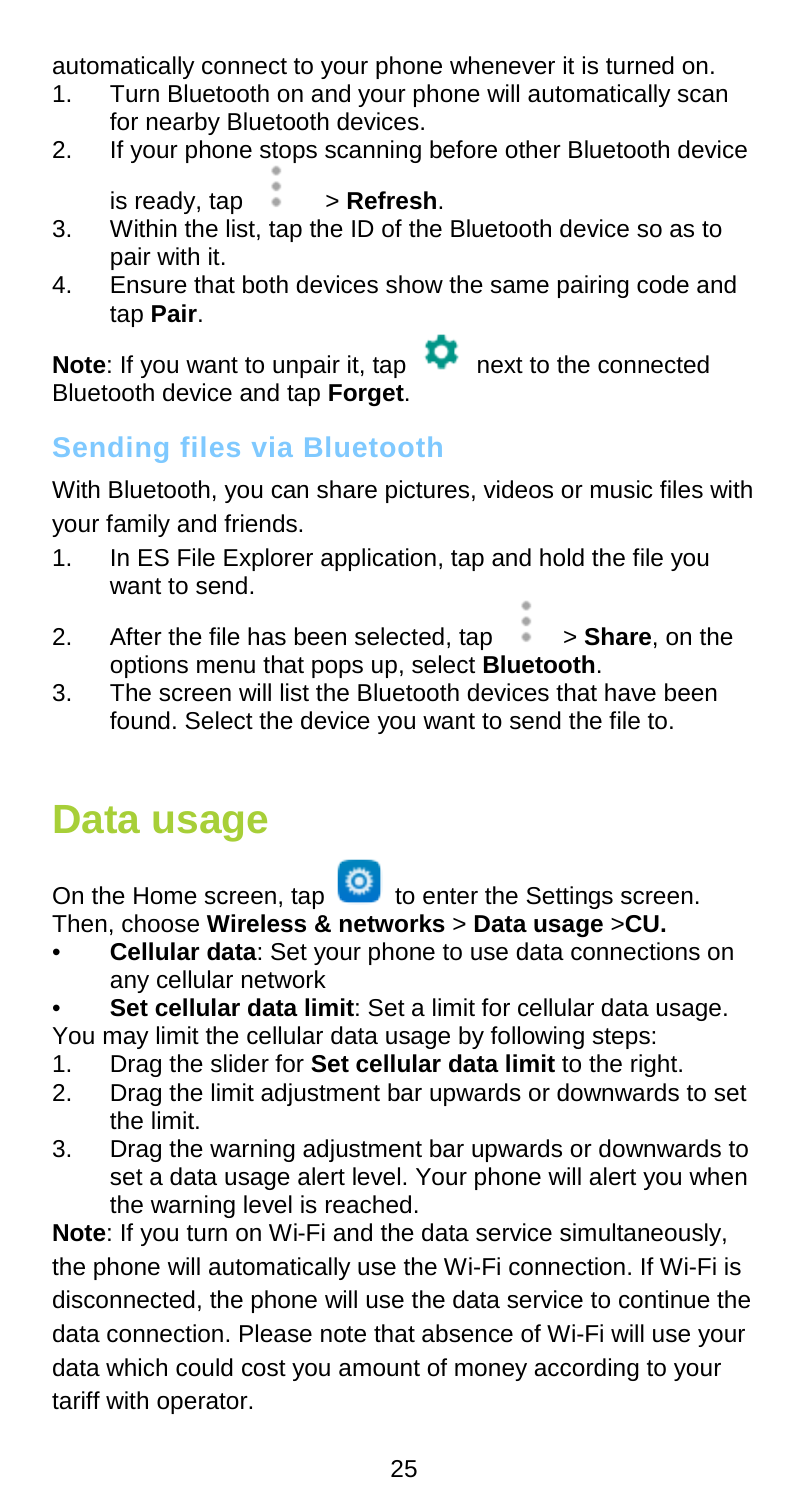automatically connect to your phone whenever it is turned on.

1. Turn Bluetooth on and your phone will automatically scan for nearby Bluetooth devices.
2. If your phone stops scanning before other Bluetooth device is ready, tap ⋮ > **Refresh**.
3. Within the list, tap the ID of the Bluetooth device so as to pair with it.
4. Ensure that both devices show the same pairing code and tap **Pair**.

**Note**: If you want to unpair it, tap ⚙ next to the connected Bluetooth device and tap **Forget**.

## Sending files via Bluetooth

With Bluetooth, you can share pictures, videos or music files with your family and friends.

1. In ES File Explorer application, tap and hold the file you want to send.
2. After the file has been selected, tap ⋮ > **Share**, on the options menu that pops up, select **Bluetooth**.
3. The screen will list the Bluetooth devices that have been found. Select the device you want to send the file to.

# Data usage

On the Home screen, tap ⚙ to enter the Settings screen. Then, choose **Wireless & networks** > **Data usage** >**CU.**

- **Cellular data**: Set your phone to use data connections on any cellular network
- **Set cellular data limit**: Set a limit for cellular data usage.

You may limit the cellular data usage by following steps:

1. Drag the slider for **Set cellular data limit** to the right.
2. Drag the limit adjustment bar upwards or downwards to set the limit.
3. Drag the warning adjustment bar upwards or downwards to set a data usage alert level. Your phone will alert you when the warning level is reached.

**Note**: If you turn on Wi-Fi and the data service simultaneously, the phone will automatically use the Wi-Fi connection. If Wi-Fi is disconnected, the phone will use the data service to continue the data connection. Please note that absence of Wi-Fi will use your data which could cost you amount of money according to your tariff with operator.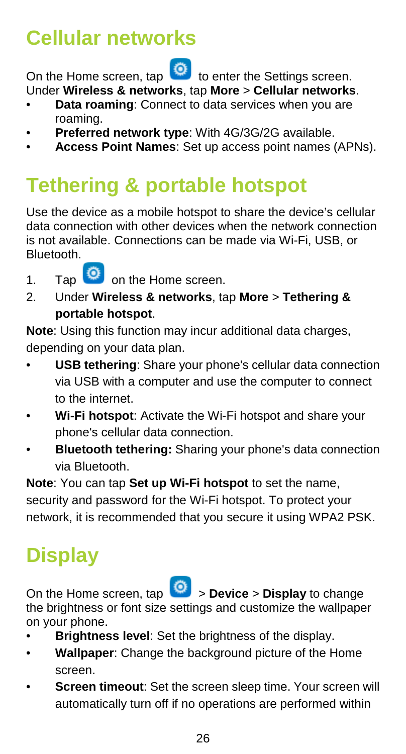# Cellular networks

On the Home screen, tap to enter the Settings screen. Under **Wireless & networks**, tap **More** > **Cellular networks**.

- **Data roaming**: Connect to data services when you are roaming.
- **Preferred network type**: With 4G/3G/2G available.
- **Access Point Names**: Set up access point names (APNs).

# Tethering & portable hotspot

Use the device as a mobile hotspot to share the device's cellular data connection with other devices when the network connection is not available. Connections can be made via Wi-Fi, USB, or Bluetooth.

1. Tap on the Home screen.
2. Under **Wireless & networks**, tap **More** > **Tethering & portable hotspot**.

**Note**: Using this function may incur additional data charges, depending on your data plan.

- **USB tethering**: Share your phone's cellular data connection via USB with a computer and use the computer to connect to the internet.
- **Wi-Fi hotspot**: Activate the Wi-Fi hotspot and share your phone's cellular data connection.
- **Bluetooth tethering:** Sharing your phone's data connection via Bluetooth.

**Note**: You can tap **Set up Wi-Fi hotspot** to set the name, security and password for the Wi-Fi hotspot. To protect your network, it is recommended that you secure it using WPA2 PSK.

# Display

On the Home screen, tap > **Device** > **Display** to change the brightness or font size settings and customize the wallpaper on your phone.

- **Brightness level**: Set the brightness of the display.
- **Wallpaper**: Change the background picture of the Home screen.
- **Screen timeout**: Set the screen sleep time. Your screen will automatically turn off if no operations are performed within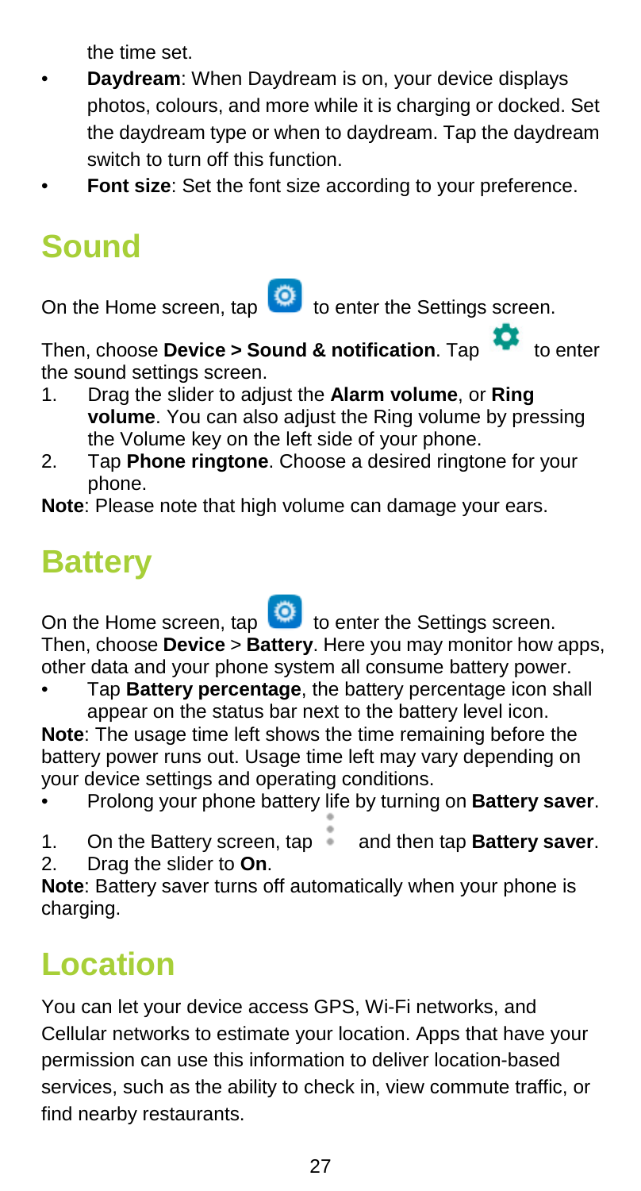the time set.

- **Daydream**: When Daydream is on, your device displays photos, colours, and more while it is charging or docked. Set the daydream type or when to daydream. Tap the daydream switch to turn off this function.
- **Font size**: Set the font size according to your preference.

# Sound

On the Home screen, tap to enter the Settings screen.

Then, choose **Device > Sound & notification**. Tap to enter the sound settings screen.

1. Drag the slider to adjust the **Alarm volume**, or **Ring volume**. You can also adjust the Ring volume by pressing the Volume key on the left side of your phone.
2. Tap **Phone ringtone**. Choose a desired ringtone for your phone.

**Note**: Please note that high volume can damage your ears.

# Battery

On the Home screen, tap to enter the Settings screen. Then, choose **Device** > **Battery**. Here you may monitor how apps, other data and your phone system all consume battery power.

- Tap **Battery percentage**, the battery percentage icon shall appear on the status bar next to the battery level icon.

**Note**: The usage time left shows the time remaining before the battery power runs out. Usage time left may vary depending on your device settings and operating conditions.

- Prolong your phone battery life by turning on **Battery saver**.

1. On the Battery screen, tap and then tap **Battery saver**.
2. Drag the slider to **On**.

**Note**: Battery saver turns off automatically when your phone is charging.

# Location

You can let your device access GPS, Wi-Fi networks, and Cellular networks to estimate your location. Apps that have your permission can use this information to deliver location-based services, such as the ability to check in, view commute traffic, or find nearby restaurants.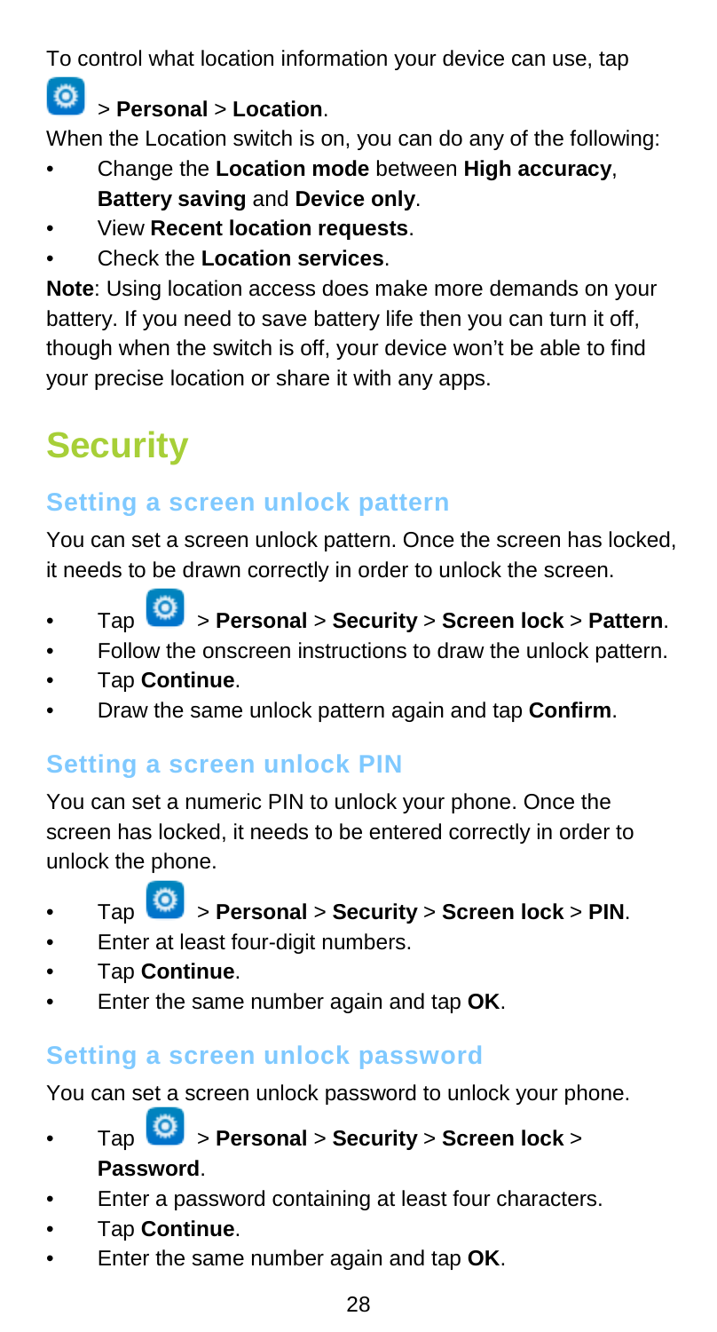To control what location information your device can use, tap > **Personal** > **Location**.

When the Location switch is on, you can do any of the following:

- Change the **Location mode** between **High accuracy**, **Battery saving** and **Device only**.
- View **Recent location requests**.
- Check the **Location services**.

**Note**: Using location access does make more demands on your battery. If you need to save battery life then you can turn it off, though when the switch is off, your device won't be able to find your precise location or share it with any apps.

# Security

## Setting a screen unlock pattern

You can set a screen unlock pattern. Once the screen has locked, it needs to be drawn correctly in order to unlock the screen.

- Tap > **Personal** > **Security** > **Screen lock** > **Pattern**.
- Follow the onscreen instructions to draw the unlock pattern.
- Tap **Continue**.
- Draw the same unlock pattern again and tap **Confirm**.

## Setting a screen unlock PIN

You can set a numeric PIN to unlock your phone. Once the screen has locked, it needs to be entered correctly in order to unlock the phone.

- Tap > **Personal** > **Security** > **Screen lock** > **PIN**.
- Enter at least four-digit numbers.
- Tap **Continue**.
- Enter the same number again and tap **OK**.

## Setting a screen unlock password

You can set a screen unlock password to unlock your phone.

- Tap > **Personal** > **Security** > **Screen lock** > **Password**.
- Enter a password containing at least four characters.
- Tap **Continue**.
- Enter the same number again and tap **OK**.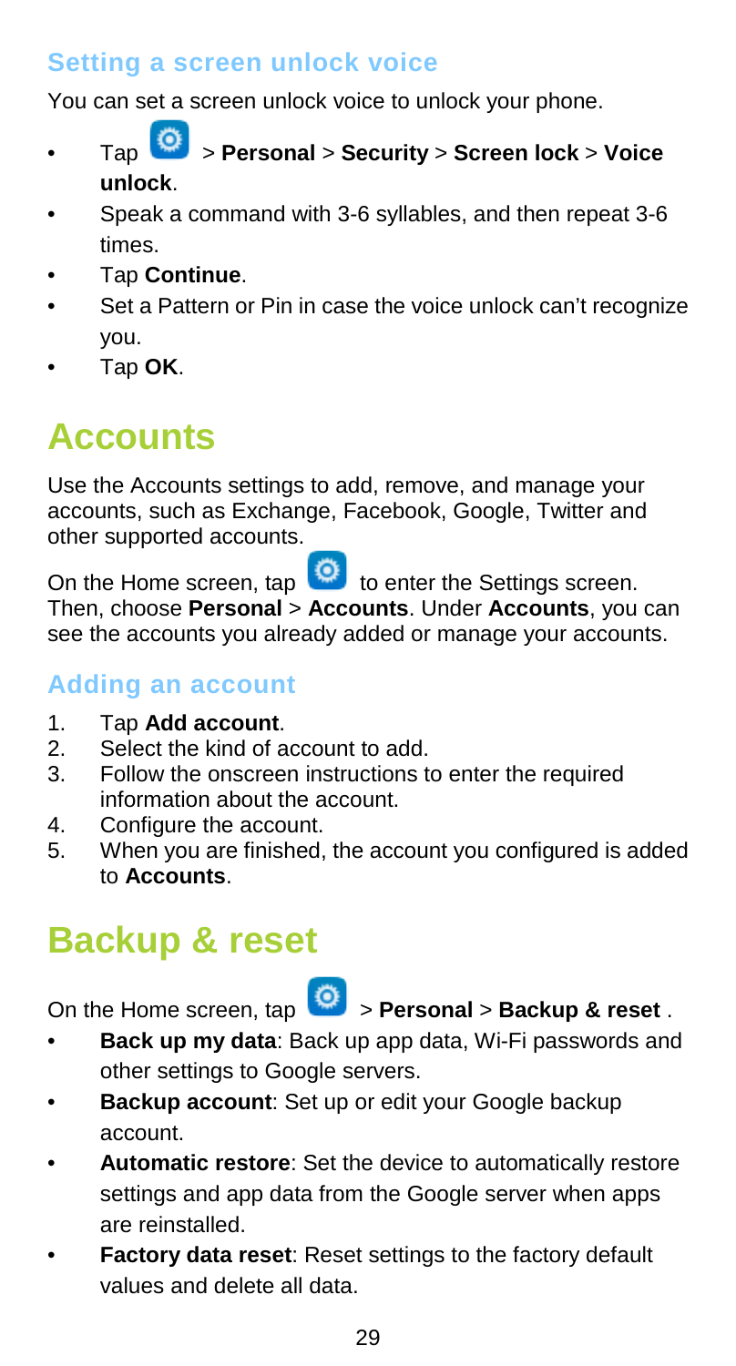### Setting a screen unlock voice

You can set a screen unlock voice to unlock your phone.

- Tap > **Personal** > **Security** > **Screen lock** > **Voice unlock**.
- Speak a command with 3-6 syllables, and then repeat 3-6 times.
- Tap **Continue**.
- Set a Pattern or Pin in case the voice unlock can't recognize you.
- Tap **OK**.

## Accounts

Use the Accounts settings to add, remove, and manage your accounts, such as Exchange, Facebook, Google, Twitter and other supported accounts.

On the Home screen, tap to enter the Settings screen. Then, choose **Personal** > **Accounts**. Under **Accounts**, you can see the accounts you already added or manage your accounts.

### Adding an account

1. Tap **Add account**.
2. Select the kind of account to add.
3. Follow the onscreen instructions to enter the required information about the account.
4. Configure the account.
5. When you are finished, the account you configured is added to **Accounts**.

## Backup & reset

On the Home screen, tap > **Personal** > **Backup & reset** .

- **Back up my data**: Back up app data, Wi-Fi passwords and other settings to Google servers.
- **Backup account**: Set up or edit your Google backup account.
- **Automatic restore**: Set the device to automatically restore settings and app data from the Google server when apps are reinstalled.
- **Factory data reset**: Reset settings to the factory default values and delete all data.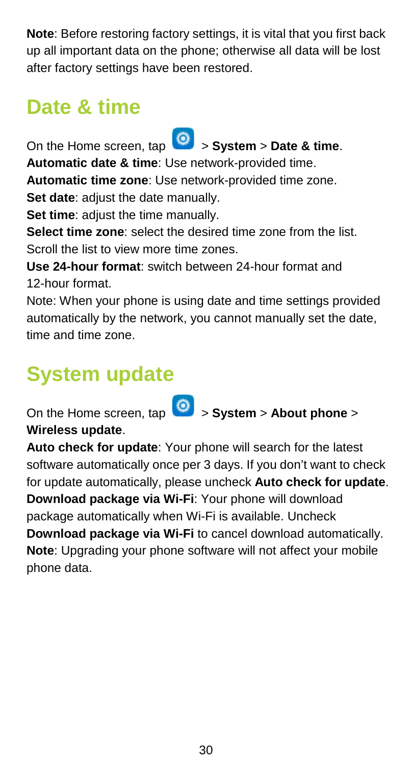**Note**: Before restoring factory settings, it is vital that you first back up all important data on the phone; otherwise all data will be lost after factory settings have been restored.

# Date & time

On the Home screen, tap > **System** > **Date & time**.

**Automatic date & time**: Use network-provided time.

**Automatic time zone**: Use network-provided time zone.

**Set date**: adjust the date manually.

**Set time**: adjust the time manually.

**Select time zone**: select the desired time zone from the list. Scroll the list to view more time zones.

**Use 24-hour format**: switch between 24-hour format and 12-hour format.

Note: When your phone is using date and time settings provided automatically by the network, you cannot manually set the date, time and time zone.

# System update

On the Home screen, tap > **System** > **About phone** > **Wireless update**.

**Auto check for update**: Your phone will search for the latest software automatically once per 3 days. If you don't want to check for update automatically, please uncheck **Auto check for update**.

**Download package via Wi-Fi**: Your phone will download package automatically when Wi-Fi is available. Uncheck **Download package via Wi-Fi** to cancel download automatically.

**Note**: Upgrading your phone software will not affect your mobile phone data.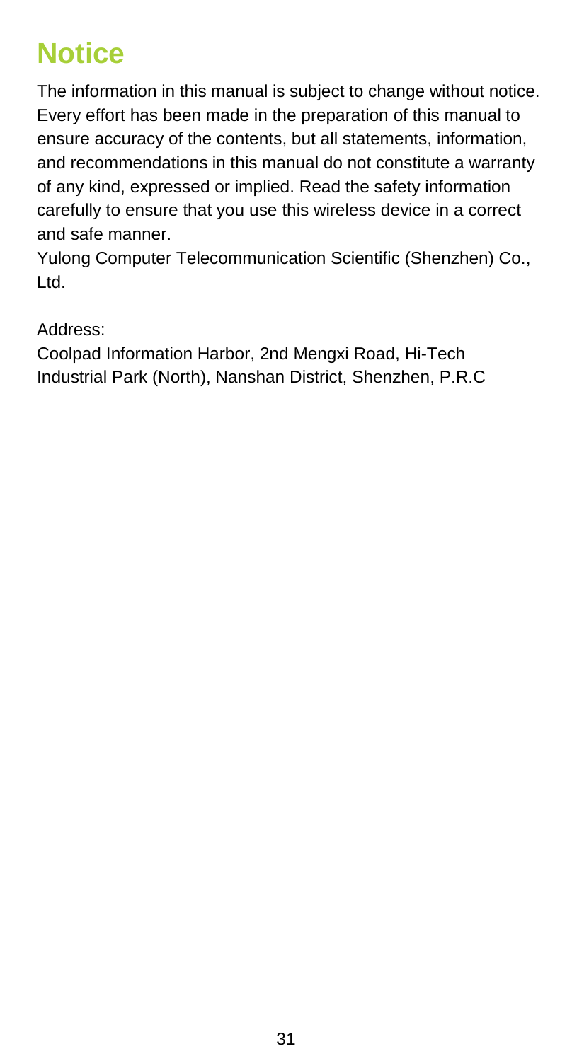# Notice

The information in this manual is subject to change without notice. Every effort has been made in the preparation of this manual to ensure accuracy of the contents, but all statements, information, and recommendations in this manual do not constitute a warranty of any kind, expressed or implied. Read the safety information carefully to ensure that you use this wireless device in a correct and safe manner.

Yulong Computer Telecommunication Scientific (Shenzhen) Co., Ltd.

Address:

Coolpad Information Harbor, 2nd Mengxi Road, Hi-Tech Industrial Park (North), Nanshan District, Shenzhen, P.R.C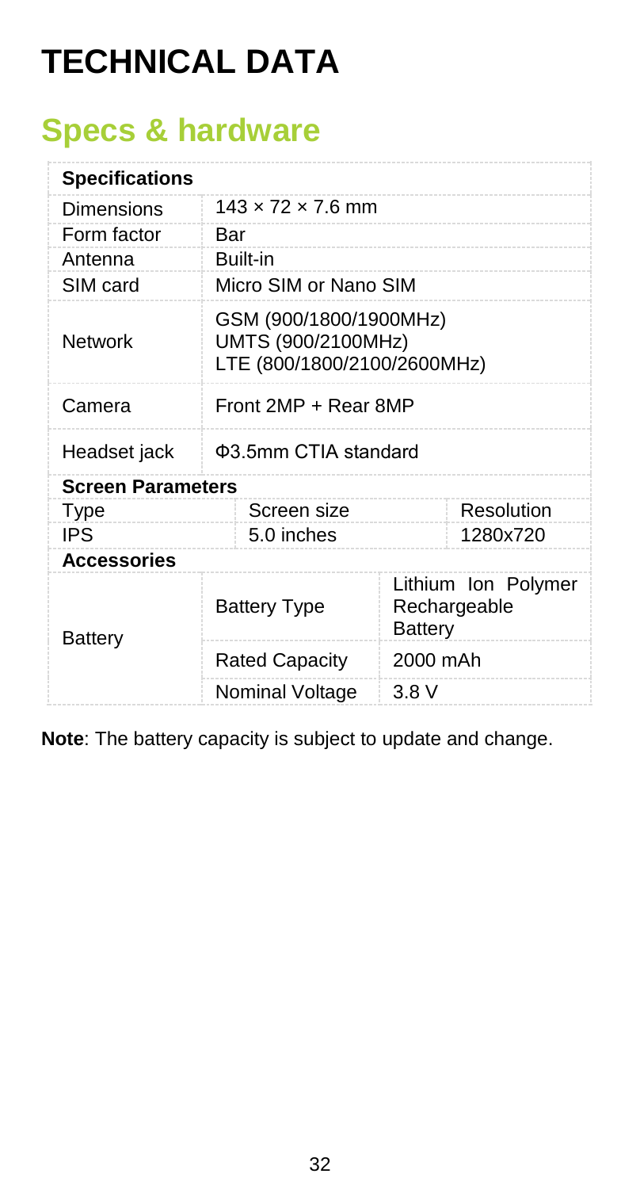# TECHNICAL DATA

## Specs & hardware

| **Specifications** | | |
|---|---|---|
| Dimensions | 143 × 72 × 7.6 mm | |
| Form factor | Bar | |
| Antenna | Built-in | |
| SIM card | Micro SIM or Nano SIM | |
| Network | GSM (900/1800/1900MHz)<br>UMTS (900/2100MHz)<br>LTE (800/1800/2100/2600MHz) | |
| Camera | Front 2MP + Rear 8MP | |
| Headset jack | Φ3.5mm CTIA standard | |
| **Screen Parameters** | | |
| Type | Screen size | Resolution |
| IPS | 5.0 inches | 1280x720 |
| **Accessories** | | |
| Battery | Battery Type | Lithium Ion Polymer Rechargeable Battery |
| | Rated Capacity | 2000 mAh |
| | Nominal Voltage | 3.8 V |

**Note**: The battery capacity is subject to update and change.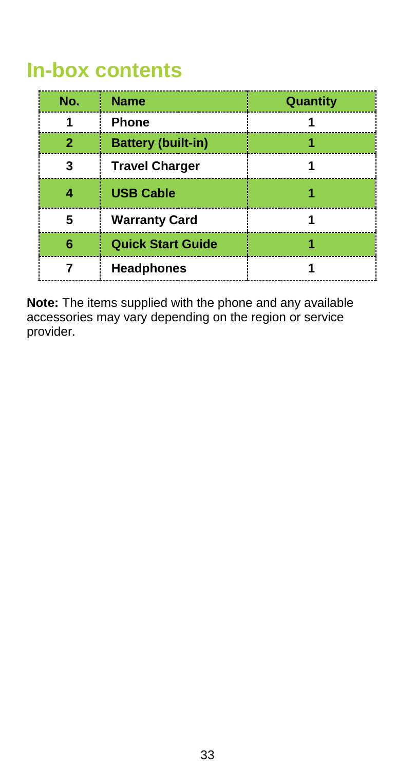# In-box contents

| No. | Name | Quantity |
|---|---|---|
| 1 | Phone | 1 |
| 2 | Battery (built-in) | 1 |
| 3 | Travel Charger | 1 |
| 4 | USB Cable | 1 |
| 5 | Warranty Card | 1 |
| 6 | Quick Start Guide | 1 |
| 7 | Headphones | 1 |

**Note:** The items supplied with the phone and any available accessories may vary depending on the region or service provider.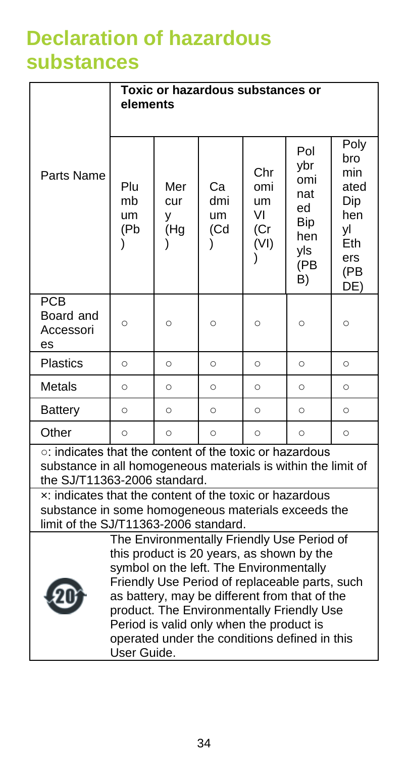# Declaration of hazardous substances

| Parts Name | Toxic or hazardous substances or elements | | | | | |
|---|---|---|---|---|---|---|
| | Plumbum (Pb) | Mercury (Hg) | Cadmium (Cd) | Chromium VI (Cr (VI)) | Polybrominated Biphenyls (PBB) | Polybrominated Diphenyl Ethers (PBDE) |
| PCB Board and Accessories | ○ | ○ | ○ | ○ | ○ | ○ |
| Plastics | ○ | ○ | ○ | ○ | ○ | ○ |
| Metals | ○ | ○ | ○ | ○ | ○ | ○ |
| Battery | ○ | ○ | ○ | ○ | ○ | ○ |
| Other | ○ | ○ | ○ | ○ | ○ | ○ |

○: indicates that the content of the toxic or hazardous substance in all homogeneous materials is within the limit of the SJ/T11363-2006 standard.

×: indicates that the content of the toxic or hazardous substance in some homogeneous materials exceeds the limit of the SJ/T11363-2006 standard.

The Environmentally Friendly Use Period of this product is 20 years, as shown by the symbol on the left. The Environmentally Friendly Use Period of replaceable parts, such as battery, may be different from that of the product. The Environmentally Friendly Use Period is valid only when the product is operated under the conditions defined in this User Guide.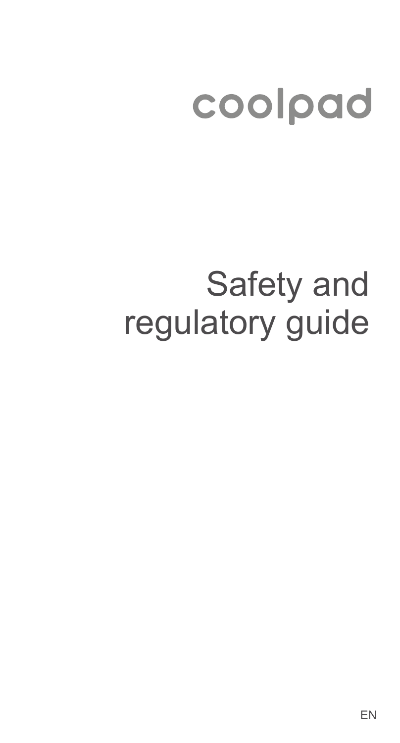coolpad

# Safety and regulatory guide

EN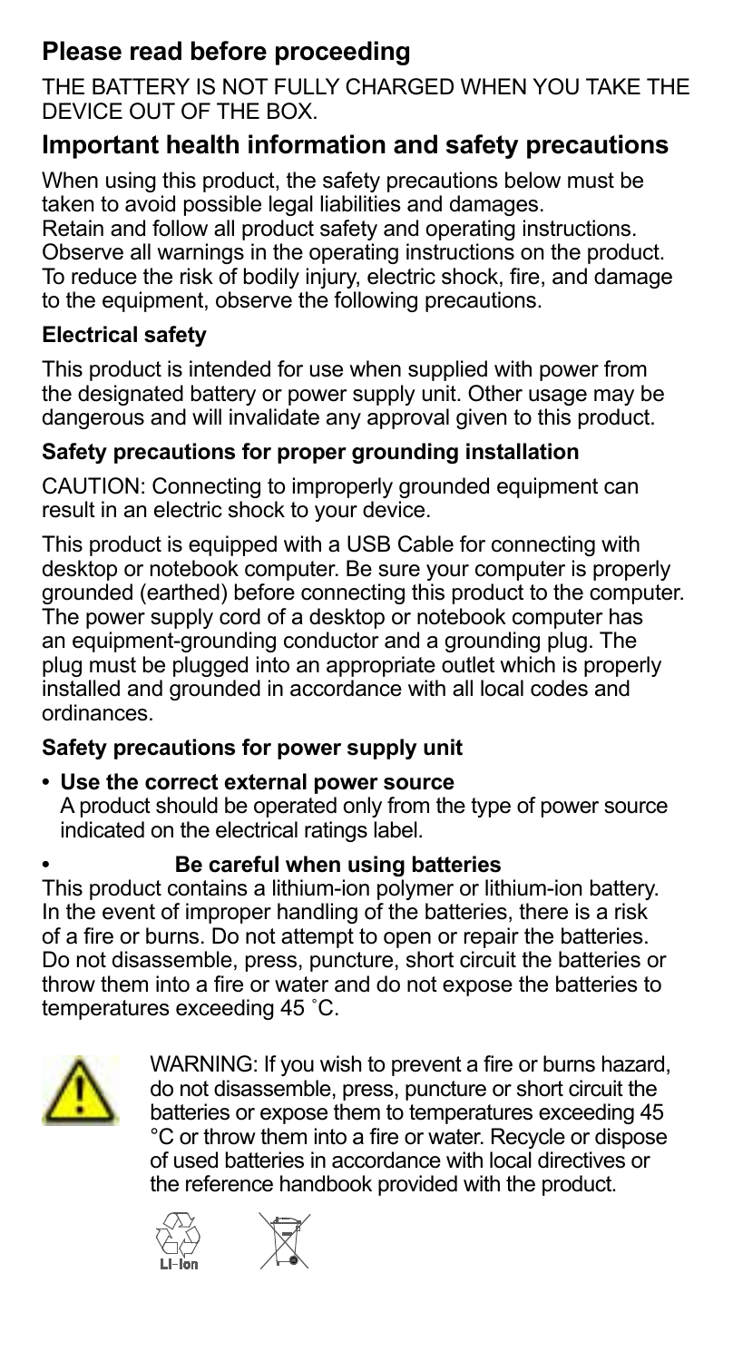## Please read before proceeding

THE BATTERY IS NOT FULLY CHARGED WHEN YOU TAKE THE DEVICE OUT OF THE BOX.

## Important health information and safety precautions

When using this product, the safety precautions below must be taken to avoid possible legal liabilities and damages.
Retain and follow all product safety and operating instructions. Observe all warnings in the operating instructions on the product. To reduce the risk of bodily injury, electric shock, fire, and damage to the equipment, observe the following precautions.

### Electrical safety

This product is intended for use when supplied with power from the designated battery or power supply unit. Other usage may be dangerous and will invalidate any approval given to this product.

### Safety precautions for proper grounding installation

CAUTION: Connecting to improperly grounded equipment can result in an electric shock to your device.

This product is equipped with a USB Cable for connecting with desktop or notebook computer. Be sure your computer is properly grounded (earthed) before connecting this product to the computer. The power supply cord of a desktop or notebook computer has an equipment-grounding conductor and a grounding plug. The plug must be plugged into an appropriate outlet which is properly installed and grounded in accordance with all local codes and ordinances.

### Safety precautions for power supply unit

- **Use the correct external power source**
  A product should be operated only from the type of power source indicated on the electrical ratings label.
- **Be careful when using batteries**
  This product contains a lithium-ion polymer or lithium-ion battery. In the event of improper handling of the batteries, there is a risk of a fire or burns. Do not attempt to open or repair the batteries. Do not disassemble, press, puncture, short circuit the batteries or throw them into a fire or water and do not expose the batteries to temperatures exceeding 45 ˚C.

WARNING: If you wish to prevent a fire or burns hazard, do not disassemble, press, puncture or short circuit the batteries or expose them to temperatures exceeding 45 °C or throw them into a fire or water. Recycle or dispose of used batteries in accordance with local directives or the reference handbook provided with the product.

LI-Ion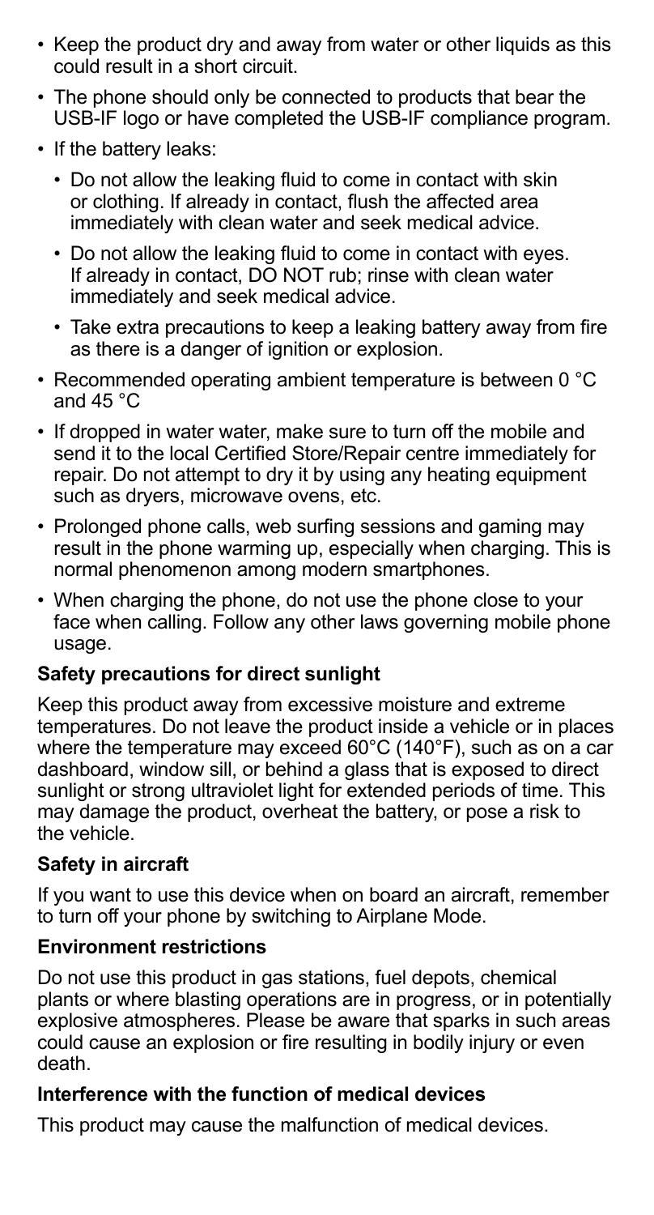- Keep the product dry and away from water or other liquids as this could result in a short circuit.
- The phone should only be connected to products that bear the USB-IF logo or have completed the USB-IF compliance program.
- If the battery leaks:
  - Do not allow the leaking fluid to come in contact with skin or clothing. If already in contact, flush the affected area immediately with clean water and seek medical advice.
  - Do not allow the leaking fluid to come in contact with eyes. If already in contact, DO NOT rub; rinse with clean water immediately and seek medical advice.
  - Take extra precautions to keep a leaking battery away from fire as there is a danger of ignition or explosion.
- Recommended operating ambient temperature is between 0 °C and 45 °C
- If dropped in water water, make sure to turn off the mobile and send it to the local Certified Store/Repair centre immediately for repair. Do not attempt to dry it by using any heating equipment such as dryers, microwave ovens, etc.
- Prolonged phone calls, web surfing sessions and gaming may result in the phone warming up, especially when charging. This is normal phenomenon among modern smartphones.
- When charging the phone, do not use the phone close to your face when calling. Follow any other laws governing mobile phone usage.

### Safety precautions for direct sunlight

Keep this product away from excessive moisture and extreme temperatures. Do not leave the product inside a vehicle or in places where the temperature may exceed 60°C (140°F), such as on a car dashboard, window sill, or behind a glass that is exposed to direct sunlight or strong ultraviolet light for extended periods of time. This may damage the product, overheat the battery, or pose a risk to the vehicle.

### Safety in aircraft

If you want to use this device when on board an aircraft, remember to turn off your phone by switching to Airplane Mode.

### Environment restrictions

Do not use this product in gas stations, fuel depots, chemical plants or where blasting operations are in progress, or in potentially explosive atmospheres. Please be aware that sparks in such areas could cause an explosion or fire resulting in bodily injury or even death.

### Interference with the function of medical devices

This product may cause the malfunction of medical devices.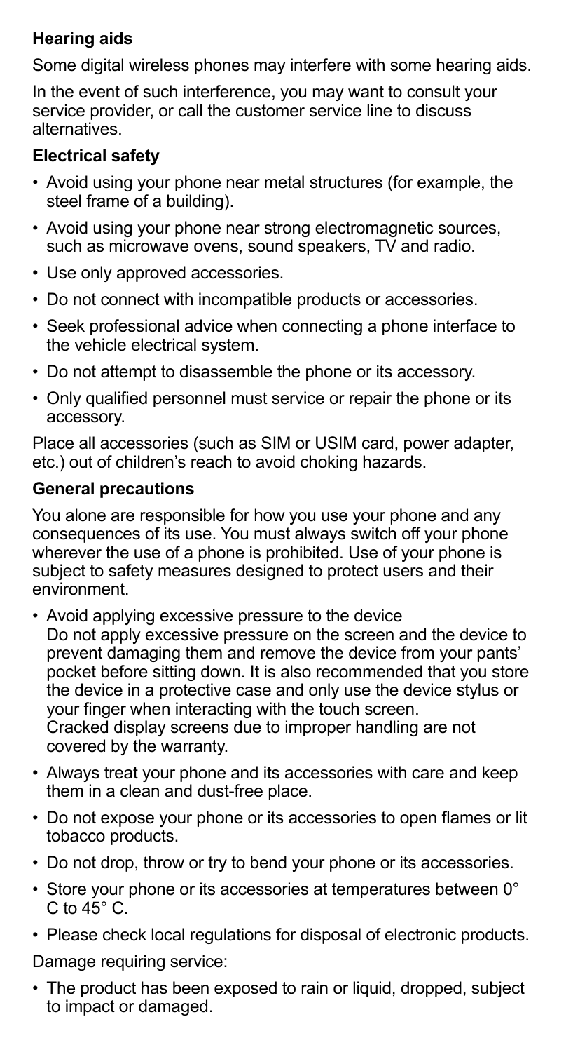**Hearing aids**

Some digital wireless phones may interfere with some hearing aids.

In the event of such interference, you may want to consult your service provider, or call the customer service line to discuss alternatives.

**Electrical safety**

- Avoid using your phone near metal structures (for example, the steel frame of a building).
- Avoid using your phone near strong electromagnetic sources, such as microwave ovens, sound speakers, TV and radio.
- Use only approved accessories.
- Do not connect with incompatible products or accessories.
- Seek professional advice when connecting a phone interface to the vehicle electrical system.
- Do not attempt to disassemble the phone or its accessory.
- Only qualified personnel must service or repair the phone or its accessory.

Place all accessories (such as SIM or USIM card, power adapter, etc.) out of children's reach to avoid choking hazards.

**General precautions**

You alone are responsible for how you use your phone and any consequences of its use. You must always switch off your phone wherever the use of a phone is prohibited. Use of your phone is subject to safety measures designed to protect users and their environment.

- Avoid applying excessive pressure to the device
  Do not apply excessive pressure on the screen and the device to prevent damaging them and remove the device from your pants' pocket before sitting down. It is also recommended that you store the device in a protective case and only use the device stylus or your finger when interacting with the touch screen.
  Cracked display screens due to improper handling are not covered by the warranty.
- Always treat your phone and its accessories with care and keep them in a clean and dust-free place.
- Do not expose your phone or its accessories to open flames or lit tobacco products.
- Do not drop, throw or try to bend your phone or its accessories.
- Store your phone or its accessories at temperatures between 0° C to 45° C.
- Please check local regulations for disposal of electronic products.

Damage requiring service:

- The product has been exposed to rain or liquid, dropped, subject to impact or damaged.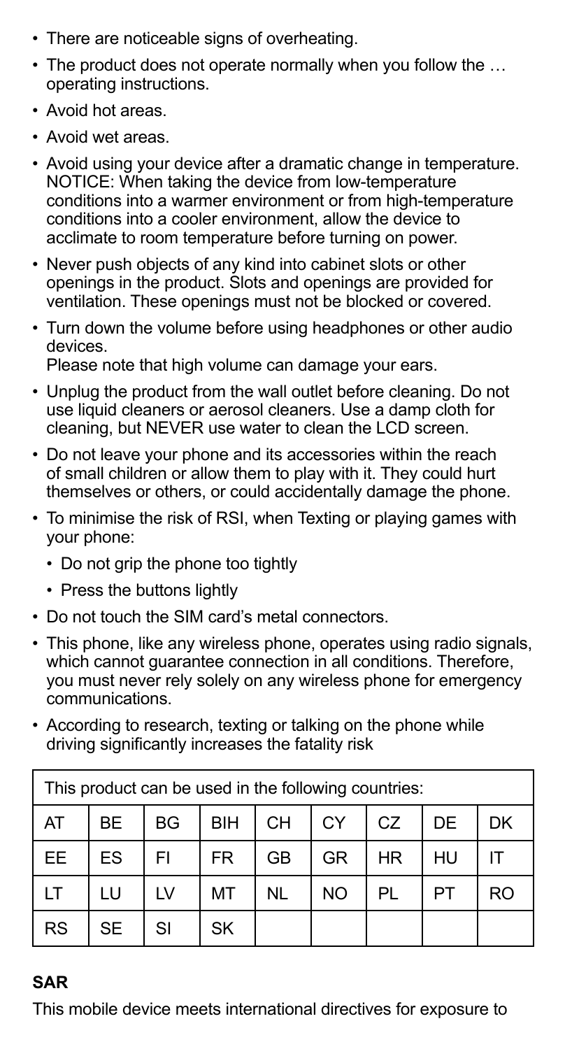- There are noticeable signs of overheating.
- The product does not operate normally when you follow the … operating instructions.
- Avoid hot areas.
- Avoid wet areas.
- Avoid using your device after a dramatic change in temperature. NOTICE: When taking the device from low-temperature conditions into a warmer environment or from high-temperature conditions into a cooler environment, allow the device to acclimate to room temperature before turning on power.
- Never push objects of any kind into cabinet slots or other openings in the product. Slots and openings are provided for ventilation. These openings must not be blocked or covered.
- Turn down the volume before using headphones or other audio devices.
  Please note that high volume can damage your ears.
- Unplug the product from the wall outlet before cleaning. Do not use liquid cleaners or aerosol cleaners. Use a damp cloth for cleaning, but NEVER use water to clean the LCD screen.
- Do not leave your phone and its accessories within the reach of small children or allow them to play with it. They could hurt themselves or others, or could accidentally damage the phone.
- To minimise the risk of RSI, when Texting or playing games with your phone:
  - Do not grip the phone too tightly
  - Press the buttons lightly
- Do not touch the SIM card's metal connectors.
- This phone, like any wireless phone, operates using radio signals, which cannot guarantee connection in all conditions. Therefore, you must never rely solely on any wireless phone for emergency communications.
- According to research, texting or talking on the phone while driving significantly increases the fatality risk

| This product can be used in the following countries: | | | | | | | | |
|---|---|---|---|---|---|---|---|---|
| AT | BE | BG | BIH | CH | CY | CZ | DE | DK |
| EE | ES | FI | FR | GB | GR | HR | HU | IT |
| LT | LU | LV | MT | NL | NO | PL | PT | RO |
| RS | SE | SI | SK | | | | | |

**SAR**

This mobile device meets international directives for exposure to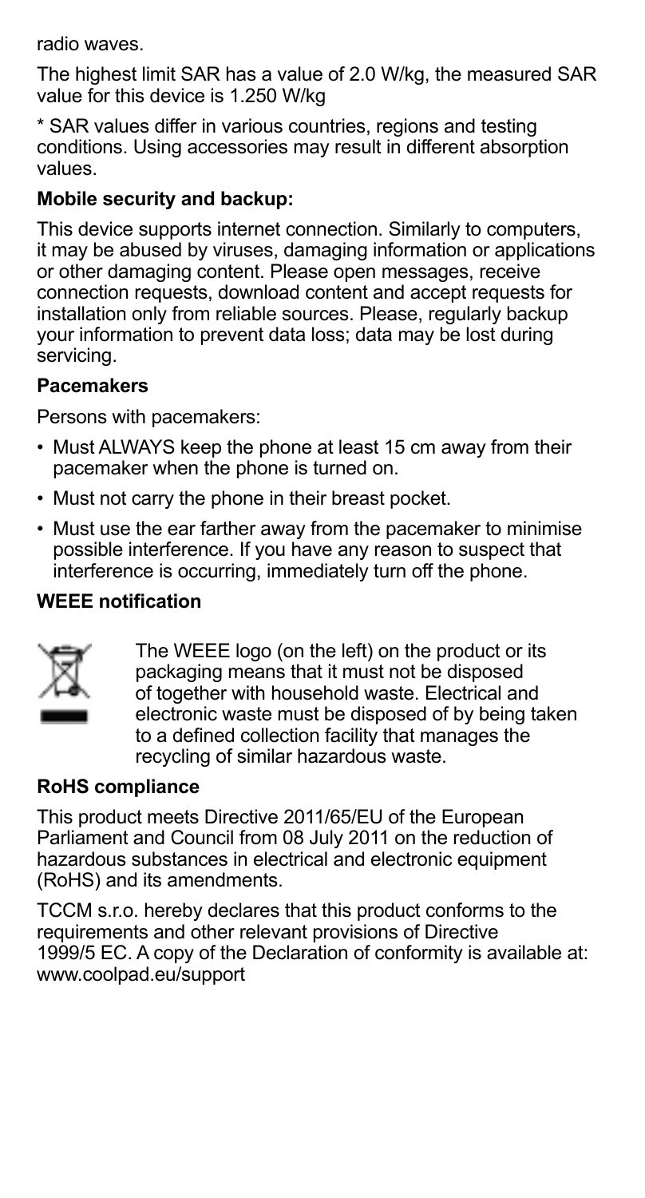radio waves.

The highest limit SAR has a value of 2.0 W/kg, the measured SAR value for this device is 1.250 W/kg

* SAR values differ in various countries, regions and testing conditions. Using accessories may result in different absorption values.

### Mobile security and backup:

This device supports internet connection. Similarly to computers, it may be abused by viruses, damaging information or applications or other damaging content. Please open messages, receive connection requests, download content and accept requests for installation only from reliable sources. Please, regularly backup your information to prevent data loss; data may be lost during servicing.

### Pacemakers

Persons with pacemakers:

- Must ALWAYS keep the phone at least 15 cm away from their pacemaker when the phone is turned on.
- Must not carry the phone in their breast pocket.
- Must use the ear farther away from the pacemaker to minimise possible interference. If you have any reason to suspect that interference is occurring, immediately turn off the phone.

### WEEE notification

The WEEE logo (on the left) on the product or its packaging means that it must not be disposed of together with household waste. Electrical and electronic waste must be disposed of by being taken to a defined collection facility that manages the recycling of similar hazardous waste.

### RoHS compliance

This product meets Directive 2011/65/EU of the European Parliament and Council from 08 July 2011 on the reduction of hazardous substances in electrical and electronic equipment (RoHS) and its amendments.

TCCM s.r.o. hereby declares that this product conforms to the requirements and other relevant provisions of Directive 1999/5 EC. A copy of the Declaration of conformity is available at: www.coolpad.eu/support